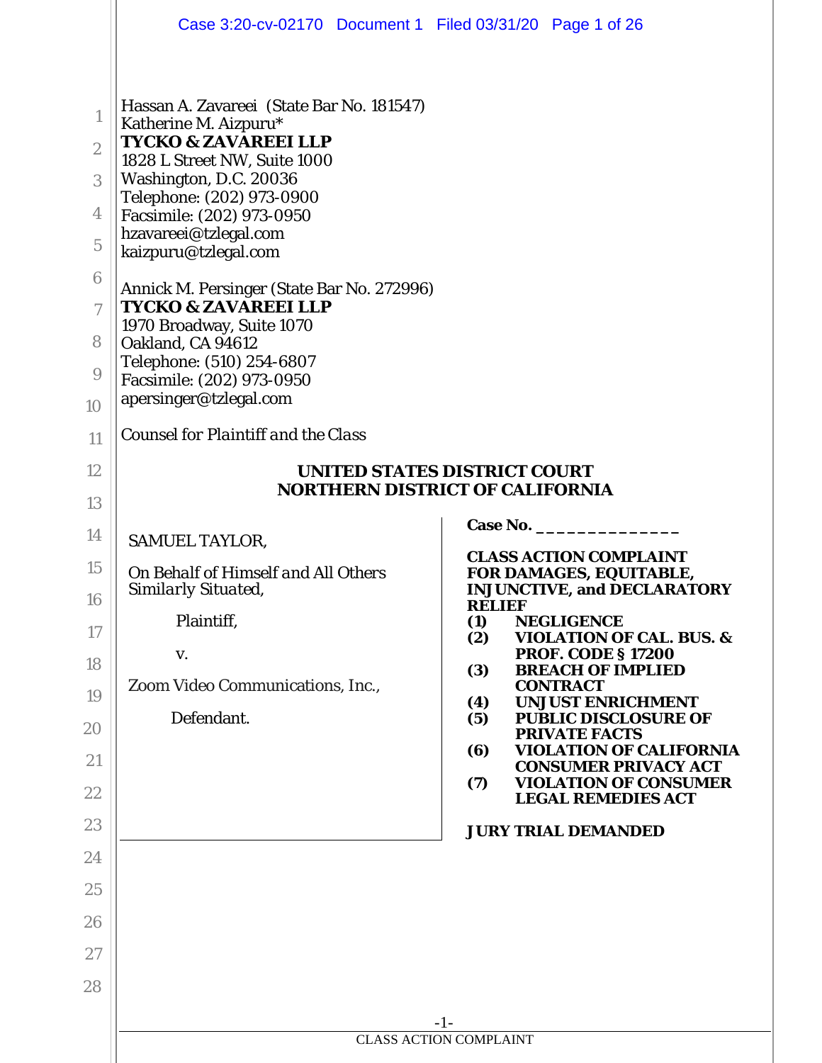Hassan A. Zavareei (State Bar No. 181547)
Katherine M. Aizpuru*
**TYCKO & ZAVAREEI LLP**
1828 L Street NW, Suite 1000
Washington, D.C. 20036
Telephone: (202) 973-0900
Facsimile: (202) 973-0950
hzavareei@tzlegal.com
kaizpuru@tzlegal.com

Annick M. Persinger (State Bar No. 272996)
**TYCKO & ZAVAREEI LLP**
1970 Broadway, Suite 1070
Oakland, CA 94612
Telephone: (510) 254-6807
Facsimile: (202) 973-0950
apersinger@tzlegal.com

*Counsel for Plaintiff and the Class*

**UNITED STATES DISTRICT COURT**
**NORTHERN DISTRICT OF CALIFORNIA**

SAMUEL TAYLOR,

*On Behalf of Himself and All Others Similarly Situated,*

Plaintiff,

v.

Zoom Video Communications, Inc.,

Defendant.

**Case No. ______________**

**CLASS ACTION COMPLAINT FOR DAMAGES, EQUITABLE, INJUNCTIVE, and DECLARATORY RELIEF**

**(1) NEGLIGENCE**
**(2) VIOLATION OF CAL. BUS. & PROF. CODE § 17200**
**(3) BREACH OF IMPLIED CONTRACT**
**(4) UNJUST ENRICHMENT**
**(5) PUBLIC DISCLOSURE OF PRIVATE FACTS**
**(6) VIOLATION OF CALIFORNIA CONSUMER PRIVACY ACT**
**(7) VIOLATION OF CONSUMER LEGAL REMEDIES ACT**

**JURY TRIAL DEMANDED**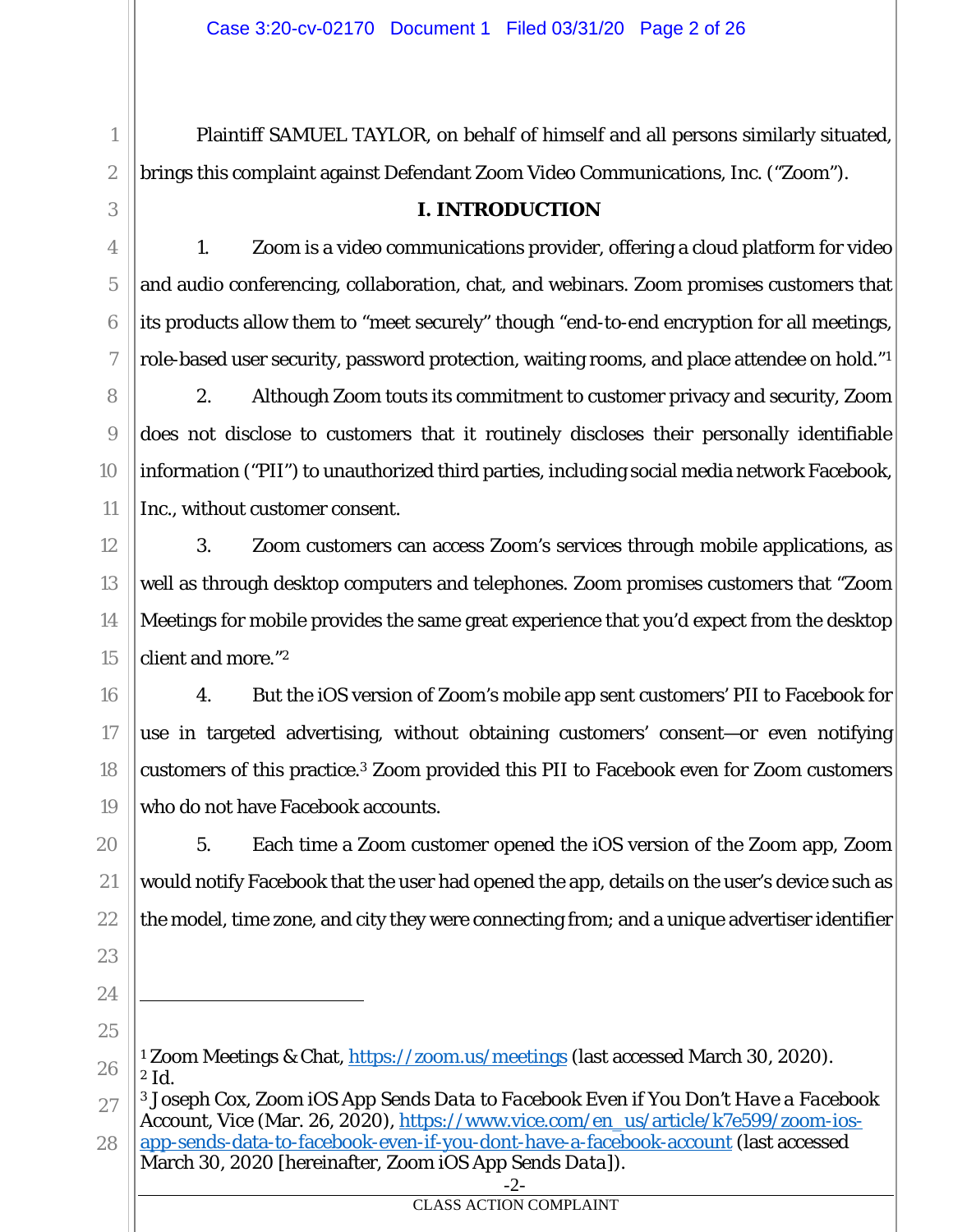Plaintiff SAMUEL TAYLOR, on behalf of himself and all persons similarly situated, brings this complaint against Defendant Zoom Video Communications, Inc. ("Zoom").

## I. INTRODUCTION

1. Zoom is a video communications provider, offering a cloud platform for video and audio conferencing, collaboration, chat, and webinars. Zoom promises customers that its products allow them to "meet securely" though "end-to-end encryption for all meetings, role-based user security, password protection, waiting rooms, and place attendee on hold."[1]

2. Although Zoom touts its commitment to customer privacy and security, Zoom does not disclose to customers that it routinely discloses their personally identifiable information ("PII") to unauthorized third parties, including social media network Facebook, Inc., without customer consent.

3. Zoom customers can access Zoom's services through mobile applications, as well as through desktop computers and telephones. Zoom promises customers that "Zoom Meetings for mobile provides the same great experience that you'd expect from the desktop client and more."[2]

4. But the iOS version of Zoom's mobile app sent customers' PII to Facebook for use in targeted advertising, without obtaining customers' consent—or even notifying customers of this practice.[3] Zoom provided this PII to Facebook even for Zoom customers who do not have Facebook accounts.

5. Each time a Zoom customer opened the iOS version of the Zoom app, Zoom would notify Facebook that the user had opened the app, details on the user's device such as the model, time zone, and city they were connecting from; and a unique advertiser identifier

---

[1] Zoom Meetings & Chat, https://zoom.us/meetings (last accessed March 30, 2020).

[2] *Id.*

[3] Joseph Cox, *Zoom iOS App Sends Data to Facebook Even if You Don't Have a Facebook Account*, Vice (Mar. 26, 2020), https://www.vice.com/en_us/article/k7e599/zoom-ios-app-sends-data-to-facebook-even-if-you-dont-have-a-facebook-account (last accessed March 30, 2020 [hereinafter, *Zoom iOS App Sends Data*]).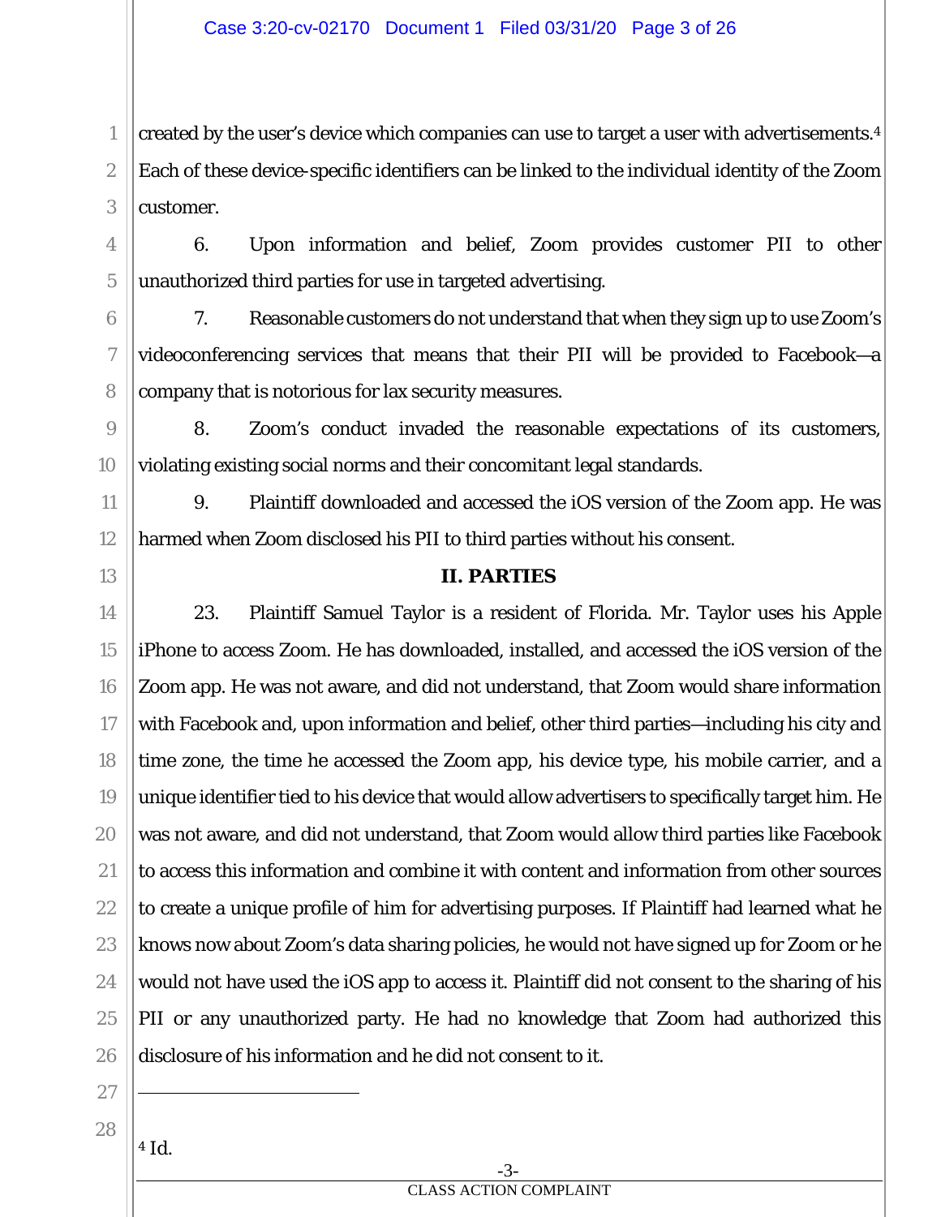created by the user's device which companies can use to target a user with advertisements.[4] Each of these device-specific identifiers can be linked to the individual identity of the Zoom customer.

6. Upon information and belief, Zoom provides customer PII to other unauthorized third parties for use in targeted advertising.

7. Reasonable customers do not understand that when they sign up to use Zoom's videoconferencing services that means that their PII will be provided to Facebook—a company that is notorious for lax security measures.

8. Zoom's conduct invaded the reasonable expectations of its customers, violating existing social norms and their concomitant legal standards.

9. Plaintiff downloaded and accessed the iOS version of the Zoom app. He was harmed when Zoom disclosed his PII to third parties without his consent.

## II. PARTIES

23. Plaintiff Samuel Taylor is a resident of Florida. Mr. Taylor uses his Apple iPhone to access Zoom. He has downloaded, installed, and accessed the iOS version of the Zoom app. He was not aware, and did not understand, that Zoom would share information with Facebook and, upon information and belief, other third parties—including his city and time zone, the time he accessed the Zoom app, his device type, his mobile carrier, and a unique identifier tied to his device that would allow advertisers to specifically target him. He was not aware, and did not understand, that Zoom would allow third parties like Facebook to access this information and combine it with content and information from other sources to create a unique profile of him for advertising purposes. If Plaintiff had learned what he knows now about Zoom's data sharing policies, he would not have signed up for Zoom or he would not have used the iOS app to access it. Plaintiff did not consent to the sharing of his PII or any unauthorized party. He had no knowledge that Zoom had authorized this disclosure of his information and he did not consent to it.

---

[4] Id.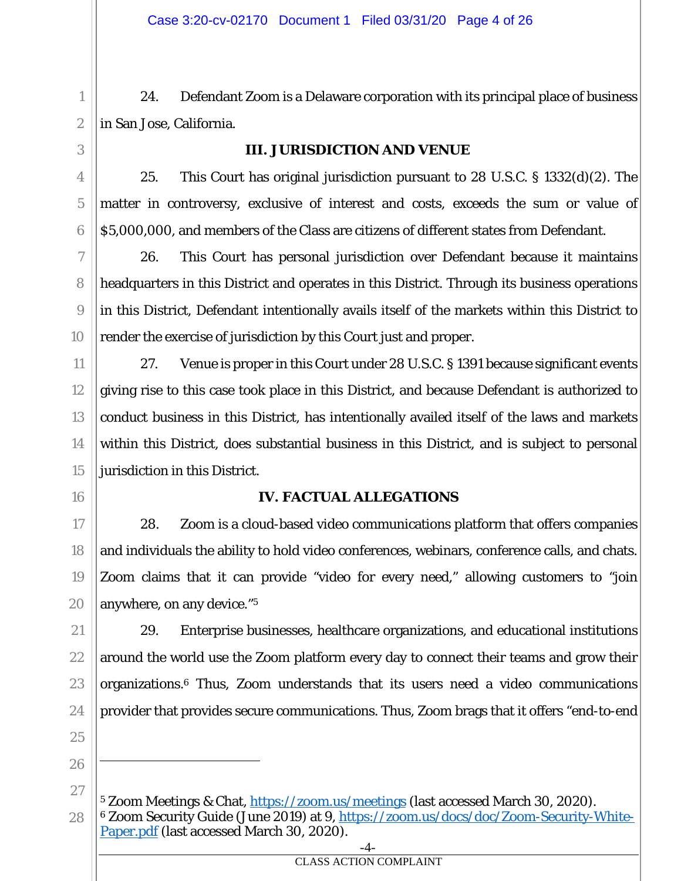24. Defendant Zoom is a Delaware corporation with its principal place of business in San Jose, California.

## III. JURISDICTION AND VENUE

25. This Court has original jurisdiction pursuant to 28 U.S.C. § 1332(d)(2). The matter in controversy, exclusive of interest and costs, exceeds the sum or value of $5,000,000, and members of the Class are citizens of different states from Defendant.

26. This Court has personal jurisdiction over Defendant because it maintains headquarters in this District and operates in this District. Through its business operations in this District, Defendant intentionally avails itself of the markets within this District to render the exercise of jurisdiction by this Court just and proper.

27. Venue is proper in this Court under 28 U.S.C. § 1391 because significant events giving rise to this case took place in this District, and because Defendant is authorized to conduct business in this District, has intentionally availed itself of the laws and markets within this District, does substantial business in this District, and is subject to personal jurisdiction in this District.

## IV. FACTUAL ALLEGATIONS

28. Zoom is a cloud-based video communications platform that offers companies and individuals the ability to hold video conferences, webinars, conference calls, and chats. Zoom claims that it can provide "video for every need," allowing customers to "join anywhere, on any device."[5]

29. Enterprise businesses, healthcare organizations, and educational institutions around the world use the Zoom platform every day to connect their teams and grow their organizations.[6] Thus, Zoom understands that its users need a video communications provider that provides secure communications. Thus, Zoom brags that it offers "end-to-end

---

[5] Zoom Meetings & Chat, https://zoom.us/meetings (last accessed March 30, 2020).

[6] Zoom Security Guide (June 2019) at 9, https://zoom.us/docs/doc/Zoom-Security-White-Paper.pdf (last accessed March 30, 2020).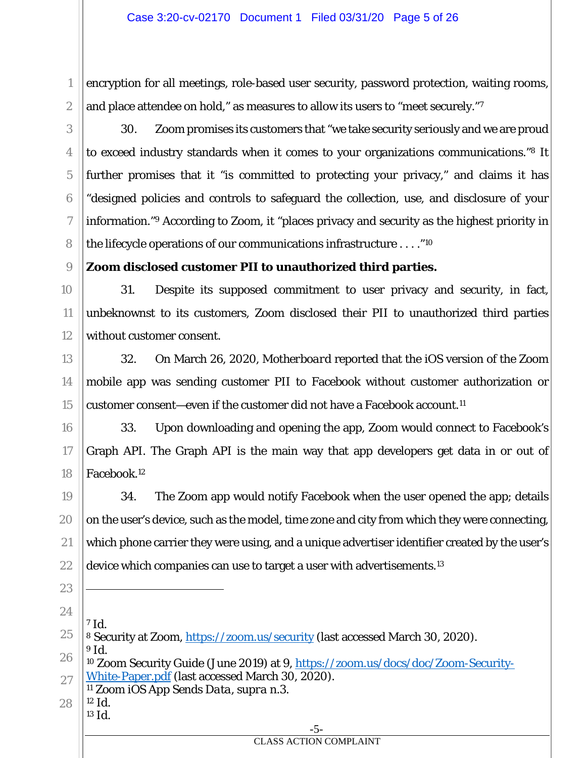encryption for all meetings, role-based user security, password protection, waiting rooms, and place attendee on hold," as measures to allow its users to "meet securely."[7]

30. Zoom promises its customers that "we take security seriously and we are proud to exceed industry standards when it comes to your organizations communications."[8] It further promises that it "is committed to protecting your privacy," and claims it has "designed policies and controls to safeguard the collection, use, and disclosure of your information."[9] According to Zoom, it "places privacy and security as the highest priority in the lifecycle operations of our communications infrastructure . . . ."[10]

**Zoom disclosed customer PII to unauthorized third parties.**

31. Despite its supposed commitment to user privacy and security, in fact, unbeknownst to its customers, Zoom disclosed their PII to unauthorized third parties without customer consent.

32. On March 26, 2020, *Motherboard* reported that the iOS version of the Zoom mobile app was sending customer PII to Facebook without customer authorization or customer consent—even if the customer did not have a Facebook account.[11]

33. Upon downloading and opening the app, Zoom would connect to Facebook's Graph API. The Graph API is the main way that app developers get data in or out of Facebook.[12]

34. The Zoom app would notify Facebook when the user opened the app; details on the user's device, such as the model, time zone and city from which they were connecting, which phone carrier they were using, and a unique advertiser identifier created by the user's device which companies can use to target a user with advertisements.[13]

---

[7] Id.

[8] Security at Zoom, https://zoom.us/security (last accessed March 30, 2020).

[9] Id.

[10] Zoom Security Guide (June 2019) at 9, https://zoom.us/docs/doc/Zoom-Security-White-Paper.pdf (last accessed March 30, 2020).

[11] Zoom iOS App Sends Data, *supra* n.3.

[12] Id.

[13] Id.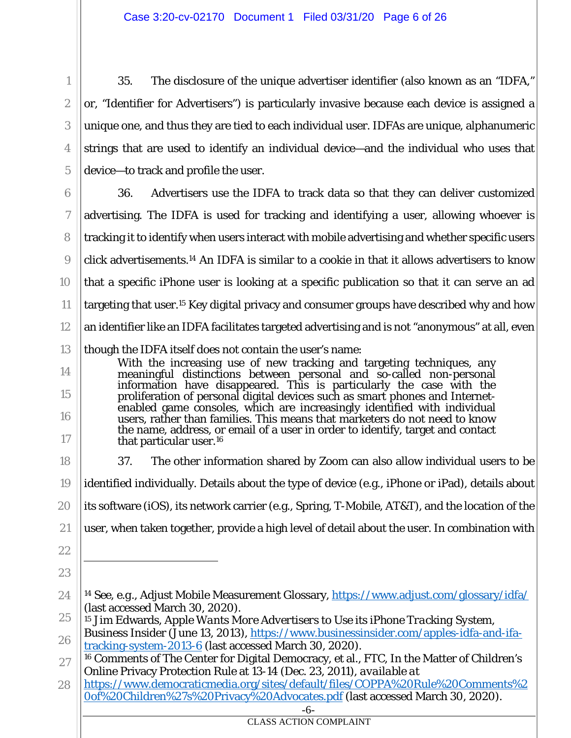35. The disclosure of the unique advertiser identifier (also known as an "IDFA," or, "Identifier for Advertisers") is particularly invasive because each device is assigned a unique one, and thus they are tied to each individual user. IDFAs are unique, alphanumeric strings that are used to identify an individual device—and the individual who uses that device—to track and profile the user.

36. Advertisers use the IDFA to track data so that they can deliver customized advertising. The IDFA is used for tracking and identifying a user, allowing whoever is tracking it to identify when users interact with mobile advertising and whether specific users click advertisements.[14] An IDFA is similar to a cookie in that it allows advertisers to know that a specific iPhone user is looking at a specific publication so that it can serve an ad targeting that user.[15] Key digital privacy and consumer groups have described why and how an identifier like an IDFA facilitates targeted advertising and is not "anonymous" at all, even though the IDFA itself does not contain the user's name:

> With the increasing use of new tracking and targeting techniques, any meaningful distinctions between personal and so-called non-personal information have disappeared. This is particularly the case with the proliferation of personal digital devices such as smart phones and Internet-enabled game consoles, which are increasingly identified with individual users, rather than families. This means that marketers do not need to know the name, address, or email of a user in order to identify, target and contact that particular user.[16]

37. The other information shared by Zoom can also allow individual users to be identified individually. Details about the type of device (e.g., iPhone or iPad), details about its software (iOS), its network carrier (e.g., Spring, T-Mobile, AT&T), and the location of the user, when taken together, provide a high level of detail about the user. In combination with

---

[14] See, e.g., Adjust Mobile Measurement Glossary, https://www.adjust.com/glossary/idfa/ (last accessed March 30, 2020).

[15] Jim Edwards, *Apple Wants More Advertisers to Use its iPhone Tracking System*, Business Insider (June 13, 2013), https://www.businessinsider.com/apples-idfa-and-ifa-tracking-system-2013-6 (last accessed March 30, 2020).

[16] Comments of The Center for Digital Democracy, et al., FTC, In the Matter of Children's Online Privacy Protection Rule at 13-14 (Dec. 23, 2011), *available at* https://www.democraticmedia.org/sites/default/files/COPPA%20Rule%20Comments%20of%20Children%27s%20Privacy%20Advocates.pdf (last accessed March 30, 2020).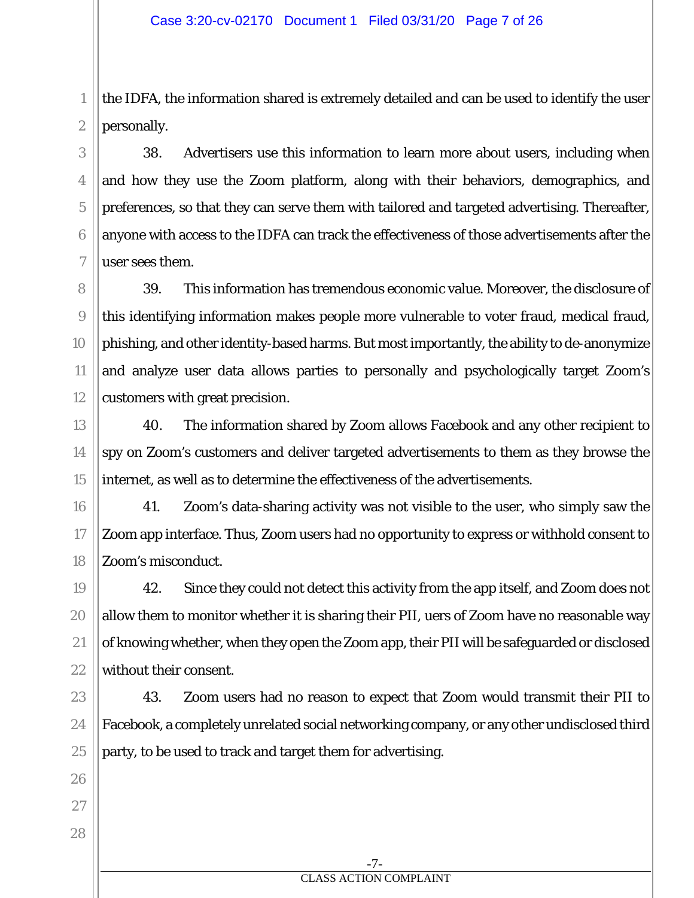the IDFA, the information shared is extremely detailed and can be used to identify the user personally.

38. Advertisers use this information to learn more about users, including when and how they use the Zoom platform, along with their behaviors, demographics, and preferences, so that they can serve them with tailored and targeted advertising. Thereafter, anyone with access to the IDFA can track the effectiveness of those advertisements after the user sees them.

39. This information has tremendous economic value. Moreover, the disclosure of this identifying information makes people more vulnerable to voter fraud, medical fraud, phishing, and other identity-based harms. But most importantly, the ability to de-anonymize and analyze user data allows parties to personally and psychologically target Zoom's customers with great precision.

40. The information shared by Zoom allows Facebook and any other recipient to spy on Zoom's customers and deliver targeted advertisements to them as they browse the internet, as well as to determine the effectiveness of the advertisements.

41. Zoom's data-sharing activity was not visible to the user, who simply saw the Zoom app interface. Thus, Zoom users had no opportunity to express or withhold consent to Zoom's misconduct.

42. Since they could not detect this activity from the app itself, and Zoom does not allow them to monitor whether it is sharing their PII, uers of Zoom have no reasonable way of knowing whether, when they open the Zoom app, their PII will be safeguarded or disclosed without their consent.

43. Zoom users had no reason to expect that Zoom would transmit their PII to Facebook, a completely unrelated social networking company, or any other undisclosed third party, to be used to track and target them for advertising.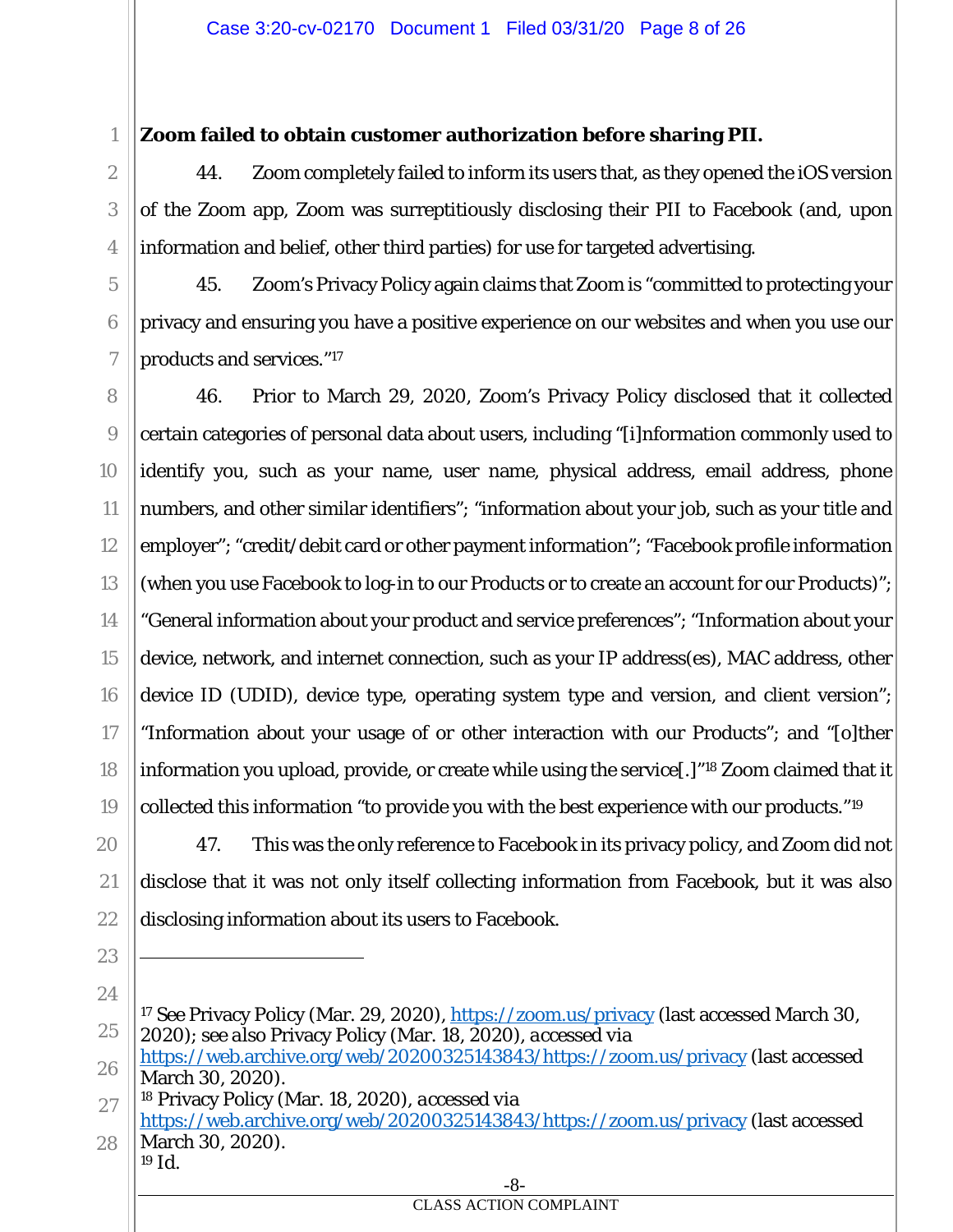**Zoom failed to obtain customer authorization before sharing PII.**

44. Zoom completely failed to inform its users that, as they opened the iOS version of the Zoom app, Zoom was surreptitiously disclosing their PII to Facebook (and, upon information and belief, other third parties) for use for targeted advertising.

45. Zoom's Privacy Policy again claims that Zoom is "committed to protecting your privacy and ensuring you have a positive experience on our websites and when you use our products and services."[17]

46. Prior to March 29, 2020, Zoom's Privacy Policy disclosed that it collected certain categories of personal data about users, including "[i]nformation commonly used to identify you, such as your name, user name, physical address, email address, phone numbers, and other similar identifiers"; "information about your job, such as your title and employer"; "credit/debit card or other payment information"; "Facebook profile information (when you use Facebook to log-in to our Products or to create an account for our Products)"; "General information about your product and service preferences"; "Information about your device, network, and internet connection, such as your IP address(es), MAC address, other device ID (UDID), device type, operating system type and version, and client version"; "Information about your usage of or other interaction with our Products"; and "[o]ther information you upload, provide, or create while using the service[.]"[18] Zoom claimed that it collected this information "to provide you with the best experience with our products."[19]

47. This was the only reference to Facebook in its privacy policy, and Zoom did not disclose that it was not only itself collecting information from Facebook, but it was also disclosing information about its users to Facebook.

---

[17] See Privacy Policy (Mar. 29, 2020), https://zoom.us/privacy (last accessed March 30, 2020); *see also* Privacy Policy (Mar. 18, 2020), *accessed via* https://web.archive.org/web/20200325143843/https://zoom.us/privacy (last accessed March 30, 2020).

[18] Privacy Policy (Mar. 18, 2020), *accessed via* https://web.archive.org/web/20200325143843/https://zoom.us/privacy (last accessed March 30, 2020).

[19] *Id.*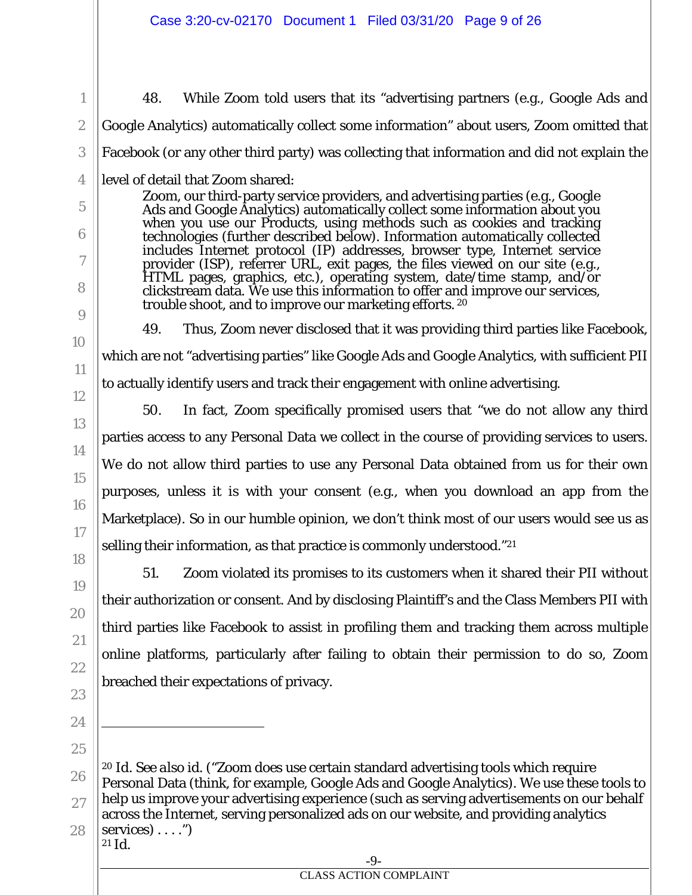48. While Zoom told users that its "advertising partners (e.g., Google Ads and Google Analytics) automatically collect some information" about users, Zoom omitted that Facebook (or any other third party) was collecting that information and did not explain the level of detail that Zoom shared:

> Zoom, our third-party service providers, and advertising parties (e.g., Google Ads and Google Analytics) automatically collect some information about you when you use our Products, using methods such as cookies and tracking technologies (further described below). Information automatically collected includes Internet protocol (IP) addresses, browser type, Internet service provider (ISP), referrer URL, exit pages, the files viewed on our site (e.g., HTML pages, graphics, etc.), operating system, date/time stamp, and/or clickstream data. We use this information to offer and improve our services, trouble shoot, and to improve our marketing efforts.[20]

49. Thus, Zoom never disclosed that it was providing third parties like Facebook, which are not "advertising parties" like Google Ads and Google Analytics, with sufficient PII to actually identify users and track their engagement with online advertising.

50. In fact, Zoom specifically promised users that "we do not allow any third parties access to any Personal Data we collect in the course of providing services to users. We do not allow third parties to use any Personal Data obtained from us for their own purposes, unless it is with your consent (e.g., when you download an app from the Marketplace). So in our humble opinion, we don't think most of our users would see us as selling their information, as that practice is commonly understood."[21]

51. Zoom violated its promises to its customers when it shared their PII without their authorization or consent. And by disclosing Plaintiff's and the Class Members PII with third parties like Facebook to assist in profiling them and tracking them across multiple online platforms, particularly after failing to obtain their permission to do so, Zoom breached their expectations of privacy.

---

[20] *Id.* *See also id.* ("Zoom does use certain standard advertising tools which require Personal Data (think, for example, Google Ads and Google Analytics). We use these tools to help us improve your advertising experience (such as serving advertisements on our behalf across the Internet, serving personalized ads on our website, and providing analytics services) . . . .")

[21] *Id.*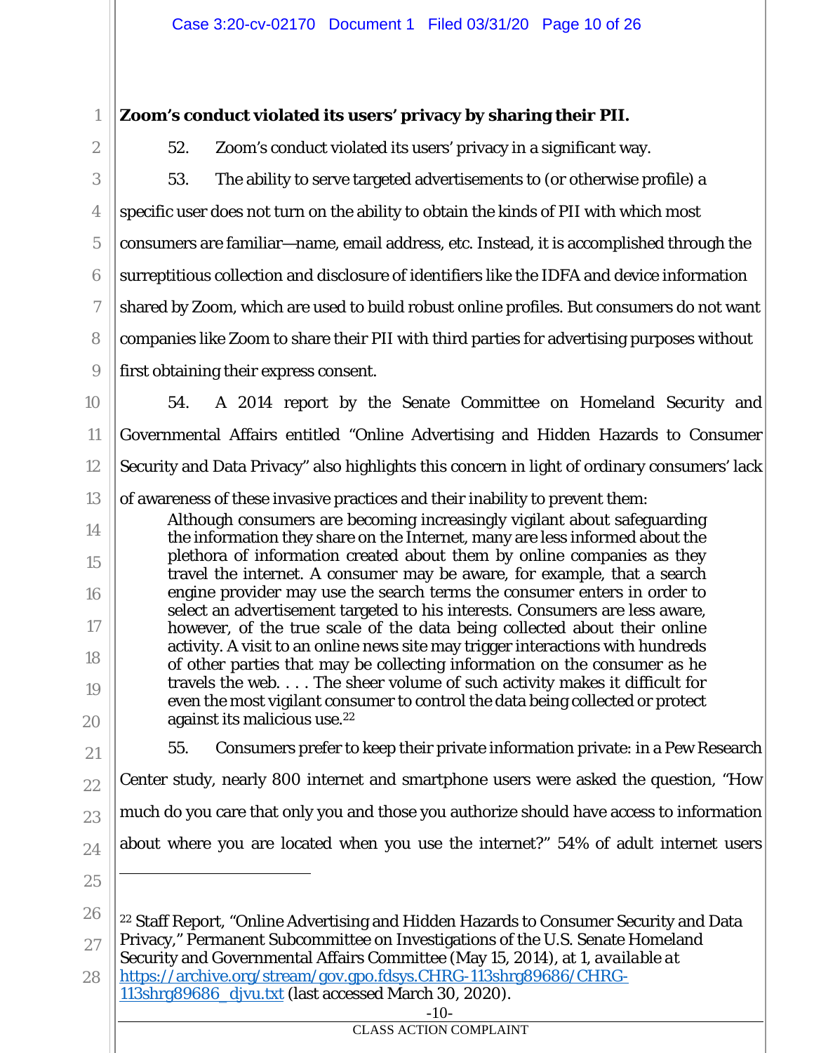**Zoom's conduct violated its users' privacy by sharing their PII.**

52. Zoom's conduct violated its users' privacy in a significant way.

53. The ability to serve targeted advertisements to (or otherwise profile) a specific user does not turn on the ability to obtain the kinds of PII with which most consumers are familiar—name, email address, etc. Instead, it is accomplished through the surreptitious collection and disclosure of identifiers like the IDFA and device information shared by Zoom, which are used to build robust online profiles. But consumers do not want companies like Zoom to share their PII with third parties for advertising purposes without first obtaining their express consent.

54. A 2014 report by the Senate Committee on Homeland Security and Governmental Affairs entitled "Online Advertising and Hidden Hazards to Consumer Security and Data Privacy" also highlights this concern in light of ordinary consumers' lack of awareness of these invasive practices and their inability to prevent them:

> Although consumers are becoming increasingly vigilant about safeguarding the information they share on the Internet, many are less informed about the plethora of information created about them by online companies as they travel the internet. A consumer may be aware, for example, that a search engine provider may use the search terms the consumer enters in order to select an advertisement targeted to his interests. Consumers are less aware, however, of the true scale of the data being collected about their online activity. A visit to an online news site may trigger interactions with hundreds of other parties that may be collecting information on the consumer as he travels the web. . . . The sheer volume of such activity makes it difficult for even the most vigilant consumer to control the data being collected or protect against its malicious use.[22]

55. Consumers prefer to keep their private information private: in a Pew Research Center study, nearly 800 internet and smartphone users were asked the question, "How much do you care that only you and those you authorize should have access to information about where you are located when you use the internet?" 54% of adult internet users

---

[22] Staff Report, "Online Advertising and Hidden Hazards to Consumer Security and Data Privacy," Permanent Subcommittee on Investigations of the U.S. Senate Homeland Security and Governmental Affairs Committee (May 15, 2014), at 1, *available at* https://archive.org/stream/gov.gpo.fdsys.CHRG-113shrg89686/CHRG-113shrg89686_djvu.txt (last accessed March 30, 2020).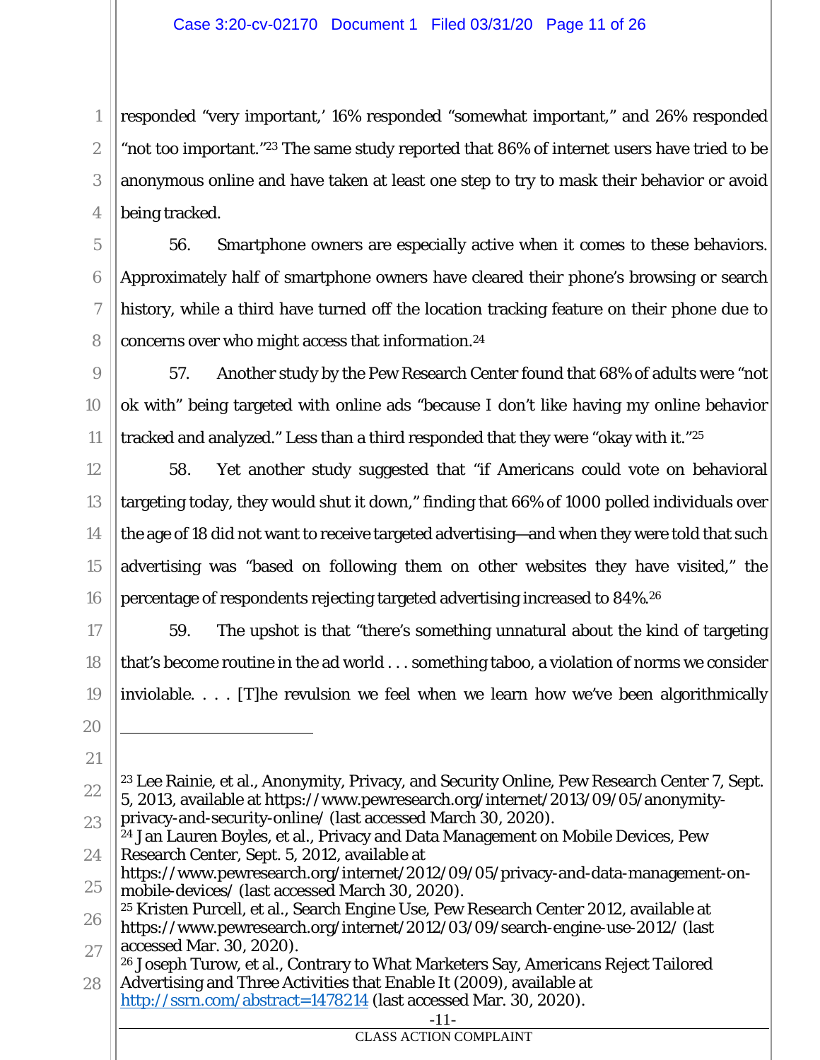responded "very important,' 16% responded "somewhat important," and 26% responded "not too important."[23] The same study reported that 86% of internet users have tried to be anonymous online and have taken at least one step to try to mask their behavior or avoid being tracked.

56. Smartphone owners are especially active when it comes to these behaviors. Approximately half of smartphone owners have cleared their phone's browsing or search history, while a third have turned off the location tracking feature on their phone due to concerns over who might access that information.[24]

57. Another study by the Pew Research Center found that 68% of adults were "not ok with" being targeted with online ads "because I don't like having my online behavior tracked and analyzed." Less than a third responded that they were "okay with it."[25]

58. Yet another study suggested that "if Americans could vote on behavioral targeting today, they would shut it down," finding that 66% of 1000 polled individuals over the age of 18 did not want to receive targeted advertising—and when they were told that such advertising was "based on following them on other websites they have visited," the percentage of respondents rejecting targeted advertising increased to 84%.[26]

59. The upshot is that "there's something unnatural about the kind of targeting that's become routine in the ad world . . . something taboo, a violation of norms we consider inviolable. . . . [T]he revulsion we feel when we learn how we've been algorithmically

---

[23] Lee Rainie, et al., Anonymity, Privacy, and Security Online, Pew Research Center 7, Sept. 5, 2013, available at https://www.pewresearch.org/internet/2013/09/05/anonymity-privacy-and-security-online/ (last accessed March 30, 2020).

[24] Jan Lauren Boyles, et al., Privacy and Data Management on Mobile Devices, Pew Research Center, Sept. 5, 2012, available at https://www.pewresearch.org/internet/2012/09/05/privacy-and-data-management-on-mobile-devices/ (last accessed March 30, 2020).

[25] Kristen Purcell, et al., Search Engine Use, Pew Research Center 2012, available at https://www.pewresearch.org/internet/2012/03/09/search-engine-use-2012/ (last accessed Mar. 30, 2020).

[26] Joseph Turow, et al., Contrary to What Marketers Say, Americans Reject Tailored Advertising and Three Activities that Enable It (2009), available at http://ssrn.com/abstract=1478214 (last accessed Mar. 30, 2020).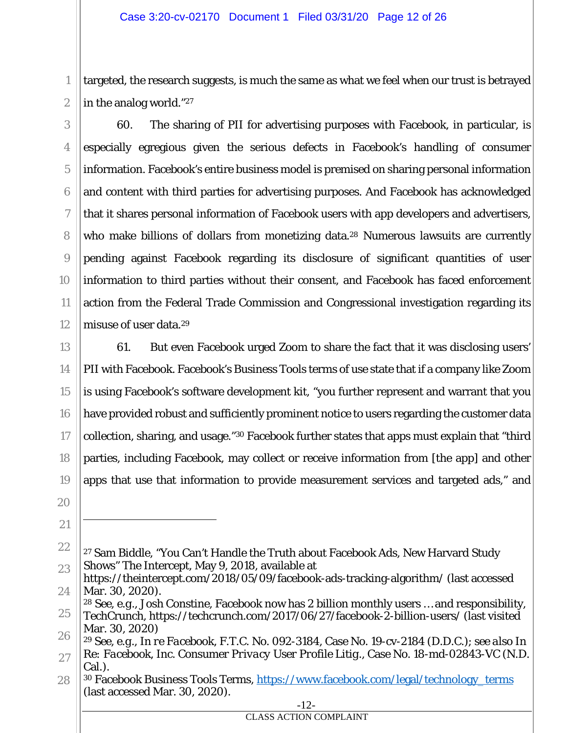targeted, the research suggests, is much the same as what we feel when our trust is betrayed in the analog world."[27]

60. The sharing of PII for advertising purposes with Facebook, in particular, is especially egregious given the serious defects in Facebook's handling of consumer information. Facebook's entire business model is premised on sharing personal information and content with third parties for advertising purposes. And Facebook has acknowledged that it shares personal information of Facebook users with app developers and advertisers, who make billions of dollars from monetizing data.[28] Numerous lawsuits are currently pending against Facebook regarding its disclosure of significant quantities of user information to third parties without their consent, and Facebook has faced enforcement action from the Federal Trade Commission and Congressional investigation regarding its misuse of user data.[29]

61. But even Facebook urged Zoom to share the fact that it was disclosing users' PII with Facebook. Facebook's Business Tools terms of use state that if a company like Zoom is using Facebook's software development kit, "you further represent and warrant that you have provided robust and sufficiently prominent notice to users regarding the customer data collection, sharing, and usage."[30] Facebook further states that apps must explain that "third parties, including Facebook, may collect or receive information from [the app] and other apps that use that information to provide measurement services and targeted ads," and

---

[27] Sam Biddle, "You Can't Handle the Truth about Facebook Ads, New Harvard Study Shows" The Intercept, May 9, 2018, available at https://theintercept.com/2018/05/09/facebook-ads-tracking-algorithm/ (last accessed Mar. 30, 2020).

[28] See, e.g., Josh Constine, Facebook now has 2 billion monthly users … and responsibility, TechCrunch, https://techcrunch.com/2017/06/27/facebook-2-billion-users/ (last visited Mar. 30, 2020)

[29] See, e.g., *In re Facebook*, F.T.C. No. 092-3184, Case No. 19-cv-2184 (D.D.C.); *see also In Re: Facebook, Inc. Consumer Privacy User Profile Litig.*, Case No. 18-md-02843-VC (N.D. Cal.).

[30] Facebook Business Tools Terms, https://www.facebook.com/legal/technology_terms (last accessed Mar. 30, 2020).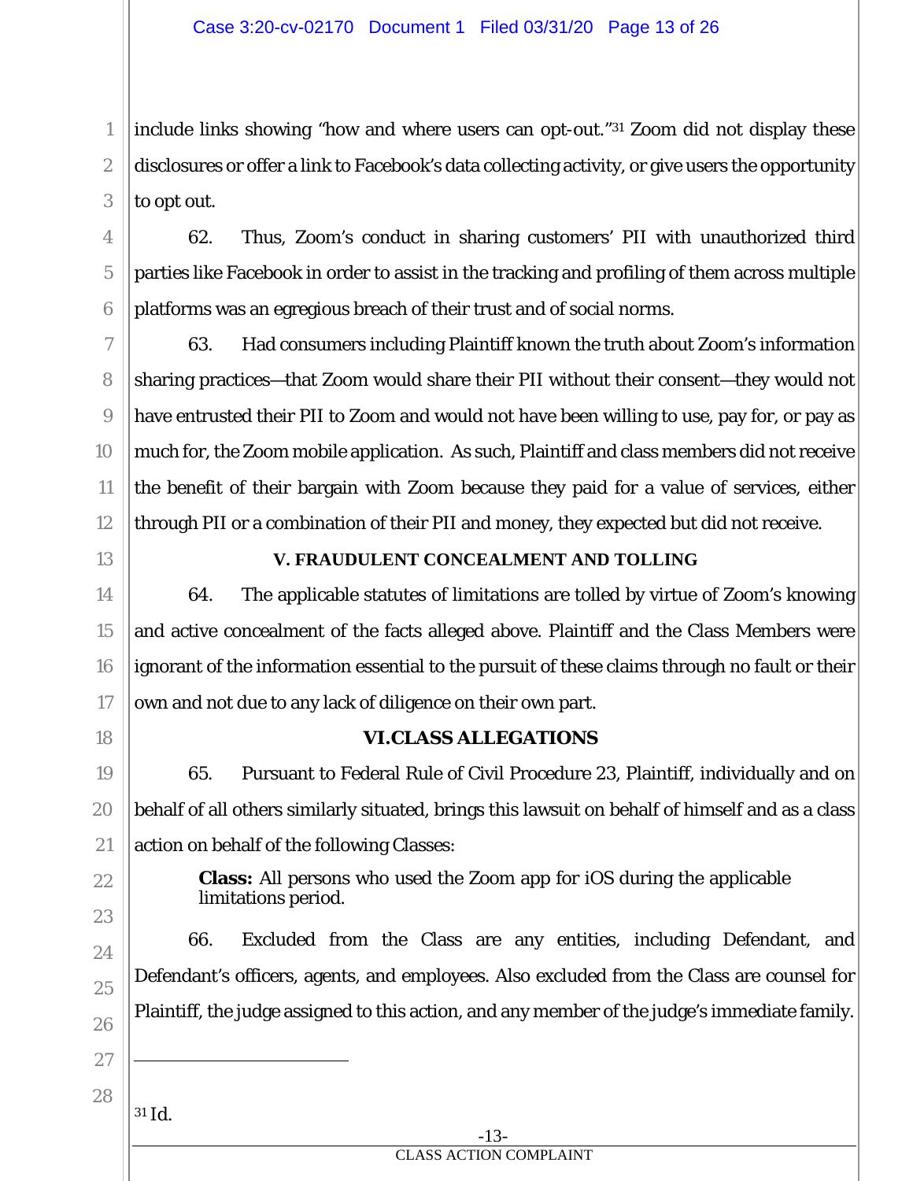include links showing "how and where users can opt-out."[31] Zoom did not display these disclosures or offer a link to Facebook's data collecting activity, or give users the opportunity to opt out.

62. Thus, Zoom's conduct in sharing customers' PII with unauthorized third parties like Facebook in order to assist in the tracking and profiling of them across multiple platforms was an egregious breach of their trust and of social norms.

63. Had consumers including Plaintiff known the truth about Zoom's information sharing practices—that Zoom would share their PII without their consent—they would not have entrusted their PII to Zoom and would not have been willing to use, pay for, or pay as much for, the Zoom mobile application. As such, Plaintiff and class members did not receive the benefit of their bargain with Zoom because they paid for a value of services, either through PII or a combination of their PII and money, they expected but did not receive.

## V. FRAUDULENT CONCEALMENT AND TOLLING

64. The applicable statutes of limitations are tolled by virtue of Zoom's knowing and active concealment of the facts alleged above. Plaintiff and the Class Members were ignorant of the information essential to the pursuit of these claims through no fault or their own and not due to any lack of diligence on their own part.

## VI.CLASS ALLEGATIONS

65. Pursuant to Federal Rule of Civil Procedure 23, Plaintiff, individually and on behalf of all others similarly situated, brings this lawsuit on behalf of himself and as a class action on behalf of the following Classes:

> **Class:** All persons who used the Zoom app for iOS during the applicable limitations period.

66. Excluded from the Class are any entities, including Defendant, and Defendant's officers, agents, and employees. Also excluded from the Class are counsel for Plaintiff, the judge assigned to this action, and any member of the judge's immediate family.

---

[31] Id.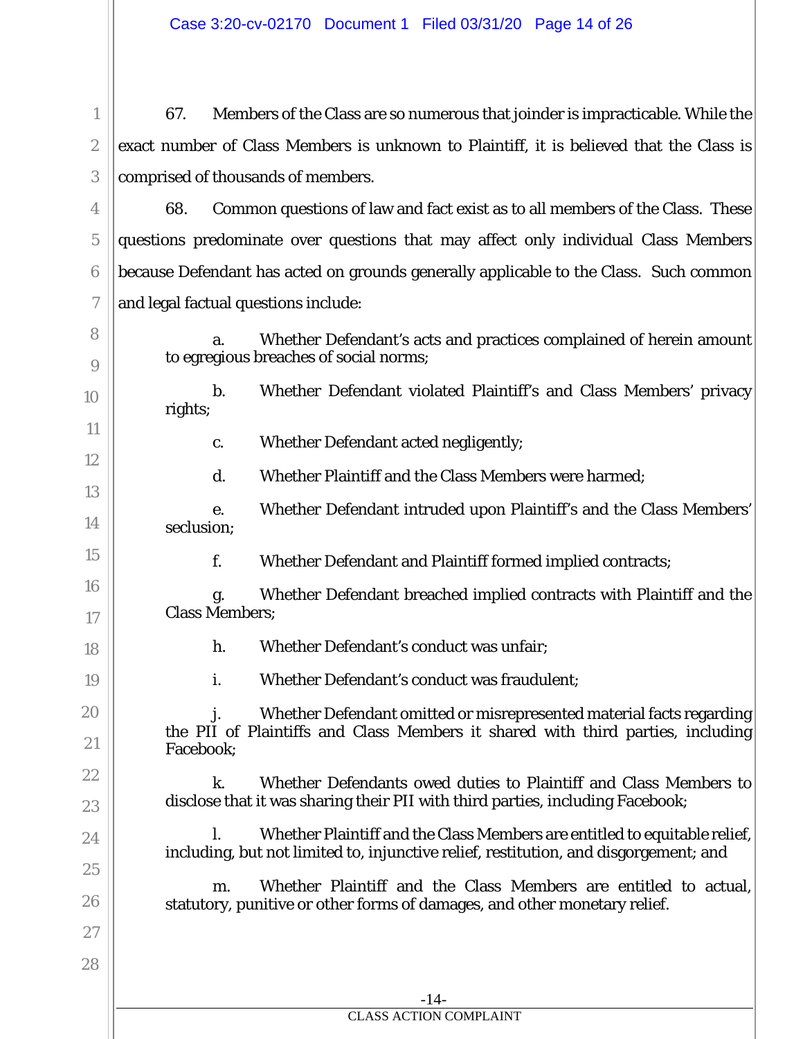67. Members of the Class are so numerous that joinder is impracticable. While the exact number of Class Members is unknown to Plaintiff, it is believed that the Class is comprised of thousands of members.

68. Common questions of law and fact exist as to all members of the Class. These questions predominate over questions that may affect only individual Class Members because Defendant has acted on grounds generally applicable to the Class. Such common and legal factual questions include:

a. Whether Defendant's acts and practices complained of herein amount to egregious breaches of social norms;

b. Whether Defendant violated Plaintiff's and Class Members' privacy rights;

c. Whether Defendant acted negligently;

d. Whether Plaintiff and the Class Members were harmed;

e. Whether Defendant intruded upon Plaintiff's and the Class Members' seclusion;

f. Whether Defendant and Plaintiff formed implied contracts;

g. Whether Defendant breached implied contracts with Plaintiff and the Class Members;

h. Whether Defendant's conduct was unfair;

i. Whether Defendant's conduct was fraudulent;

j. Whether Defendant omitted or misrepresented material facts regarding the PII of Plaintiffs and Class Members it shared with third parties, including Facebook;

k. Whether Defendants owed duties to Plaintiff and Class Members to disclose that it was sharing their PII with third parties, including Facebook;

l. Whether Plaintiff and the Class Members are entitled to equitable relief, including, but not limited to, injunctive relief, restitution, and disgorgement; and

m. Whether Plaintiff and the Class Members are entitled to actual, statutory, punitive or other forms of damages, and other monetary relief.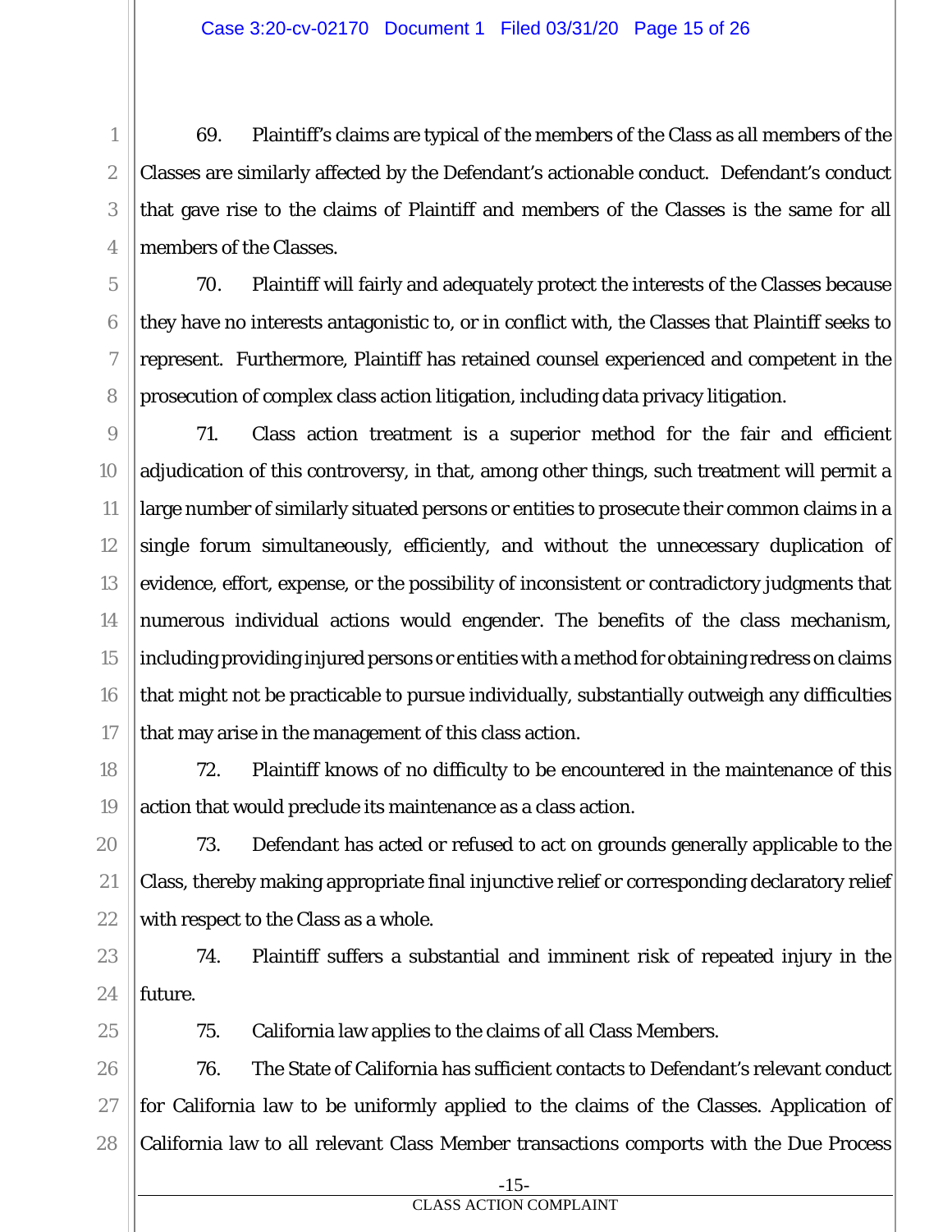69. Plaintiff's claims are typical of the members of the Class as all members of the Classes are similarly affected by the Defendant's actionable conduct. Defendant's conduct that gave rise to the claims of Plaintiff and members of the Classes is the same for all members of the Classes.

70. Plaintiff will fairly and adequately protect the interests of the Classes because they have no interests antagonistic to, or in conflict with, the Classes that Plaintiff seeks to represent. Furthermore, Plaintiff has retained counsel experienced and competent in the prosecution of complex class action litigation, including data privacy litigation.

71. Class action treatment is a superior method for the fair and efficient adjudication of this controversy, in that, among other things, such treatment will permit a large number of similarly situated persons or entities to prosecute their common claims in a single forum simultaneously, efficiently, and without the unnecessary duplication of evidence, effort, expense, or the possibility of inconsistent or contradictory judgments that numerous individual actions would engender. The benefits of the class mechanism, including providing injured persons or entities with a method for obtaining redress on claims that might not be practicable to pursue individually, substantially outweigh any difficulties that may arise in the management of this class action.

72. Plaintiff knows of no difficulty to be encountered in the maintenance of this action that would preclude its maintenance as a class action.

73. Defendant has acted or refused to act on grounds generally applicable to the Class, thereby making appropriate final injunctive relief or corresponding declaratory relief with respect to the Class as a whole.

74. Plaintiff suffers a substantial and imminent risk of repeated injury in the future.

75. California law applies to the claims of all Class Members.

76. The State of California has sufficient contacts to Defendant's relevant conduct for California law to be uniformly applied to the claims of the Classes. Application of California law to all relevant Class Member transactions comports with the Due Process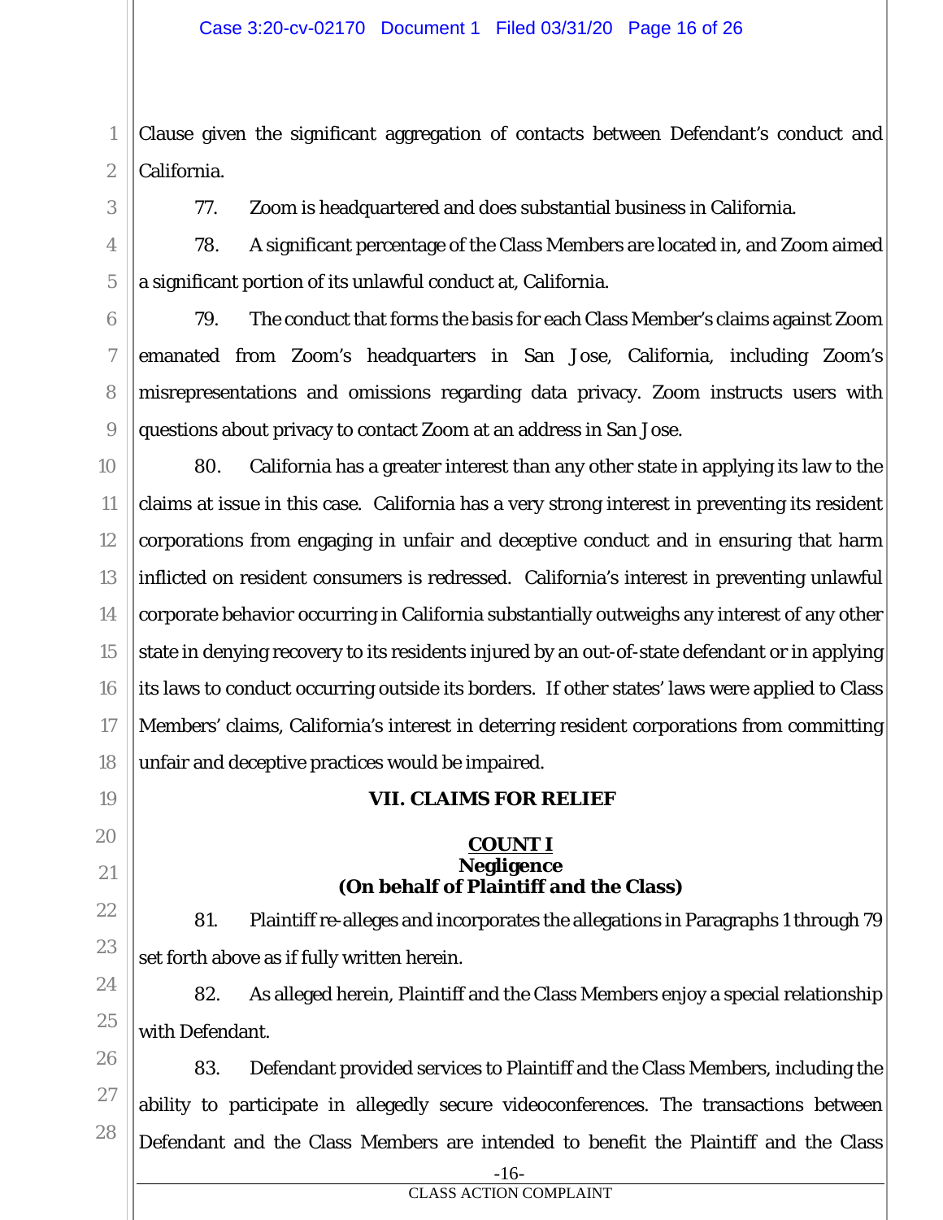Clause given the significant aggregation of contacts between Defendant's conduct and California.

77. Zoom is headquartered and does substantial business in California.

78. A significant percentage of the Class Members are located in, and Zoom aimed a significant portion of its unlawful conduct at, California.

79. The conduct that forms the basis for each Class Member's claims against Zoom emanated from Zoom's headquarters in San Jose, California, including Zoom's misrepresentations and omissions regarding data privacy. Zoom instructs users with questions about privacy to contact Zoom at an address in San Jose.

80. California has a greater interest than any other state in applying its law to the claims at issue in this case. California has a very strong interest in preventing its resident corporations from engaging in unfair and deceptive conduct and in ensuring that harm inflicted on resident consumers is redressed. California's interest in preventing unlawful corporate behavior occurring in California substantially outweighs any interest of any other state in denying recovery to its residents injured by an out-of-state defendant or in applying its laws to conduct occurring outside its borders. If other states' laws were applied to Class Members' claims, California's interest in deterring resident corporations from committing unfair and deceptive practices would be impaired.

## VII. CLAIMS FOR RELIEF

### COUNT I
**Negligence**
**(On behalf of Plaintiff and the Class)**

81. Plaintiff re-alleges and incorporates the allegations in Paragraphs 1 through 79 set forth above as if fully written herein.

82. As alleged herein, Plaintiff and the Class Members enjoy a special relationship with Defendant.

83. Defendant provided services to Plaintiff and the Class Members, including the ability to participate in allegedly secure videoconferences. The transactions between Defendant and the Class Members are intended to benefit the Plaintiff and the Class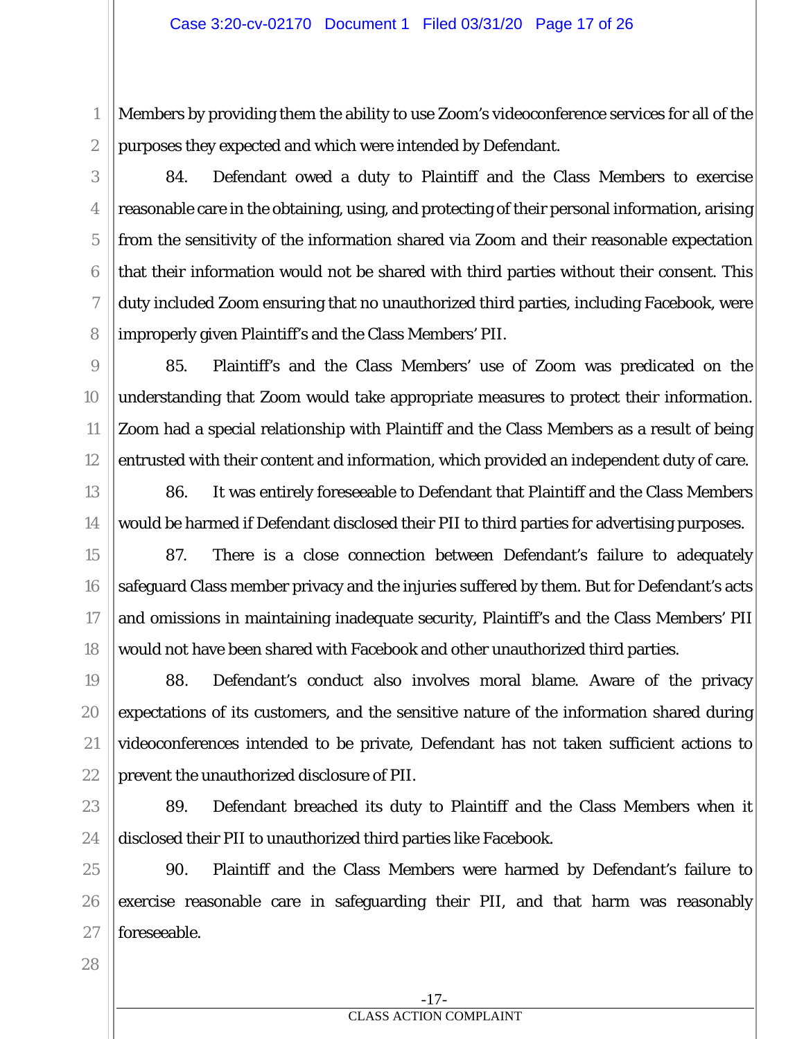Members by providing them the ability to use Zoom's videoconference services for all of the purposes they expected and which were intended by Defendant.

84. Defendant owed a duty to Plaintiff and the Class Members to exercise reasonable care in the obtaining, using, and protecting of their personal information, arising from the sensitivity of the information shared via Zoom and their reasonable expectation that their information would not be shared with third parties without their consent. This duty included Zoom ensuring that no unauthorized third parties, including Facebook, were improperly given Plaintiff's and the Class Members' PII.

85. Plaintiff's and the Class Members' use of Zoom was predicated on the understanding that Zoom would take appropriate measures to protect their information. Zoom had a special relationship with Plaintiff and the Class Members as a result of being entrusted with their content and information, which provided an independent duty of care.

86. It was entirely foreseeable to Defendant that Plaintiff and the Class Members would be harmed if Defendant disclosed their PII to third parties for advertising purposes.

87. There is a close connection between Defendant's failure to adequately safeguard Class member privacy and the injuries suffered by them. But for Defendant's acts and omissions in maintaining inadequate security, Plaintiff's and the Class Members' PII would not have been shared with Facebook and other unauthorized third parties.

88. Defendant's conduct also involves moral blame. Aware of the privacy expectations of its customers, and the sensitive nature of the information shared during videoconferences intended to be private, Defendant has not taken sufficient actions to prevent the unauthorized disclosure of PII.

89. Defendant breached its duty to Plaintiff and the Class Members when it disclosed their PII to unauthorized third parties like Facebook.

90. Plaintiff and the Class Members were harmed by Defendant's failure to exercise reasonable care in safeguarding their PII, and that harm was reasonably foreseeable.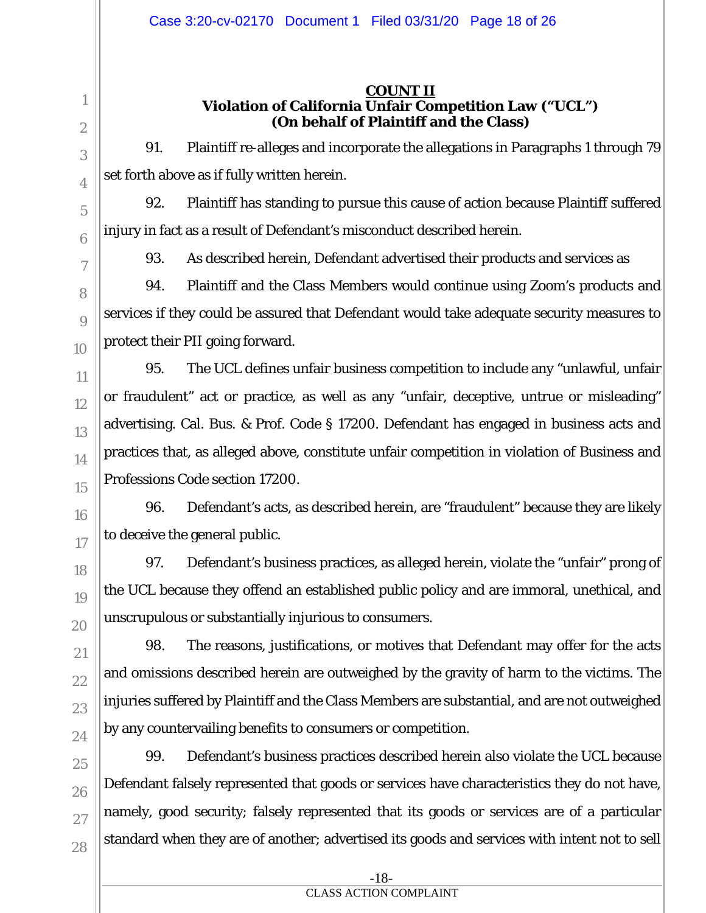**COUNT II**
**Violation of California Unfair Competition Law ("UCL")**
**(On behalf of Plaintiff and the Class)**

91. Plaintiff re-alleges and incorporate the allegations in Paragraphs 1 through 79 set forth above as if fully written herein.

92. Plaintiff has standing to pursue this cause of action because Plaintiff suffered injury in fact as a result of Defendant's misconduct described herein.

93. As described herein, Defendant advertised their products and services as

94. Plaintiff and the Class Members would continue using Zoom's products and services if they could be assured that Defendant would take adequate security measures to protect their PII going forward.

95. The UCL defines unfair business competition to include any "unlawful, unfair or fraudulent" act or practice, as well as any "unfair, deceptive, untrue or misleading" advertising. Cal. Bus. & Prof. Code § 17200. Defendant has engaged in business acts and practices that, as alleged above, constitute unfair competition in violation of Business and Professions Code section 17200.

96. Defendant's acts, as described herein, are "fraudulent" because they are likely to deceive the general public.

97. Defendant's business practices, as alleged herein, violate the "unfair" prong of the UCL because they offend an established public policy and are immoral, unethical, and unscrupulous or substantially injurious to consumers.

98. The reasons, justifications, or motives that Defendant may offer for the acts and omissions described herein are outweighed by the gravity of harm to the victims. The injuries suffered by Plaintiff and the Class Members are substantial, and are not outweighed by any countervailing benefits to consumers or competition.

99. Defendant's business practices described herein also violate the UCL because Defendant falsely represented that goods or services have characteristics they do not have, namely, good security; falsely represented that its goods or services are of a particular standard when they are of another; advertised its goods and services with intent not to sell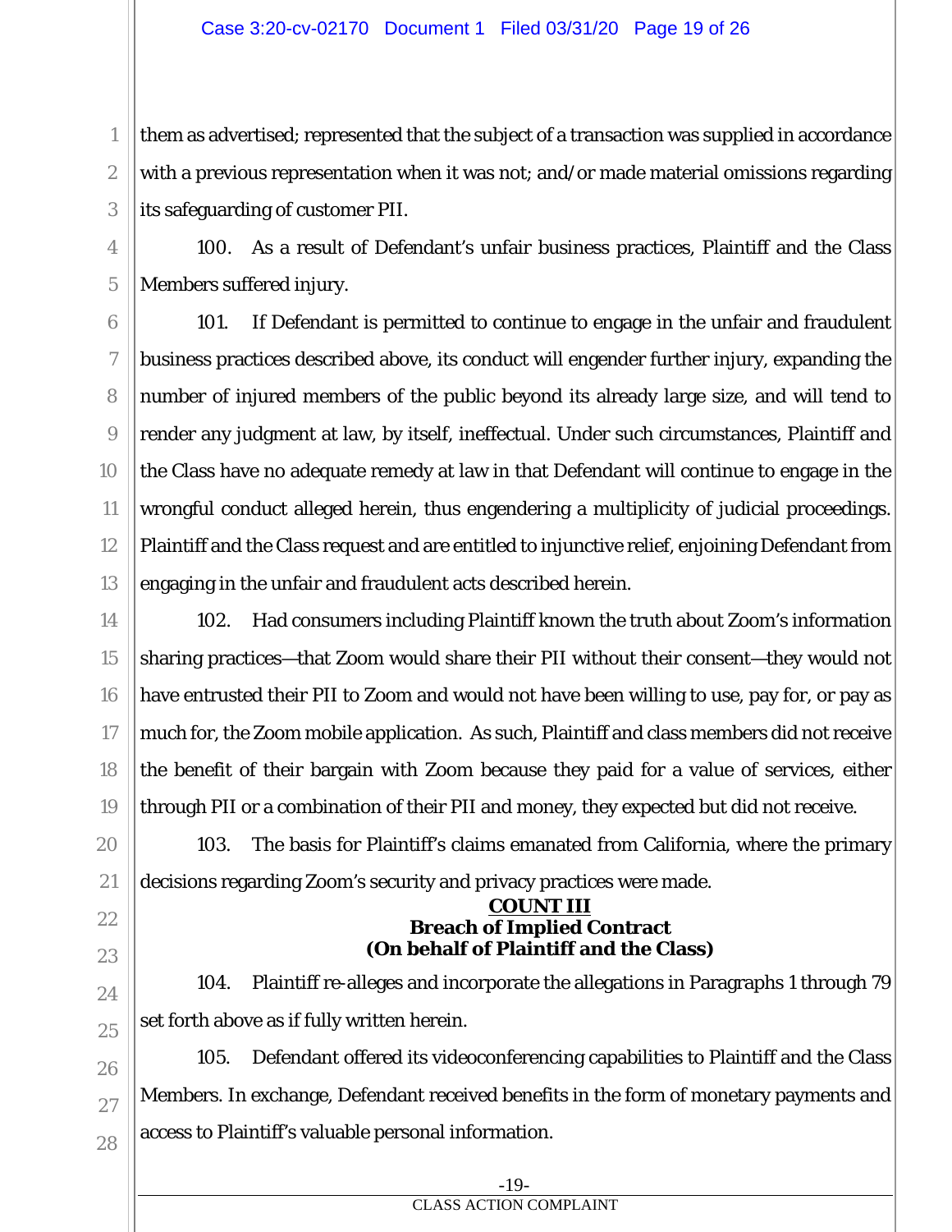them as advertised; represented that the subject of a transaction was supplied in accordance with a previous representation when it was not; and/or made material omissions regarding its safeguarding of customer PII.

100. As a result of Defendant's unfair business practices, Plaintiff and the Class Members suffered injury.

101. If Defendant is permitted to continue to engage in the unfair and fraudulent business practices described above, its conduct will engender further injury, expanding the number of injured members of the public beyond its already large size, and will tend to render any judgment at law, by itself, ineffectual. Under such circumstances, Plaintiff and the Class have no adequate remedy at law in that Defendant will continue to engage in the wrongful conduct alleged herein, thus engendering a multiplicity of judicial proceedings. Plaintiff and the Class request and are entitled to injunctive relief, enjoining Defendant from engaging in the unfair and fraudulent acts described herein.

102. Had consumers including Plaintiff known the truth about Zoom's information sharing practices—that Zoom would share their PII without their consent—they would not have entrusted their PII to Zoom and would not have been willing to use, pay for, or pay as much for, the Zoom mobile application. As such, Plaintiff and class members did not receive the benefit of their bargain with Zoom because they paid for a value of services, either through PII or a combination of their PII and money, they expected but did not receive.

103. The basis for Plaintiff's claims emanated from California, where the primary decisions regarding Zoom's security and privacy practices were made.

## COUNT III
## Breach of Implied Contract
## (On behalf of Plaintiff and the Class)

104. Plaintiff re-alleges and incorporate the allegations in Paragraphs 1 through 79 set forth above as if fully written herein.

105. Defendant offered its videoconferencing capabilities to Plaintiff and the Class Members. In exchange, Defendant received benefits in the form of monetary payments and access to Plaintiff's valuable personal information.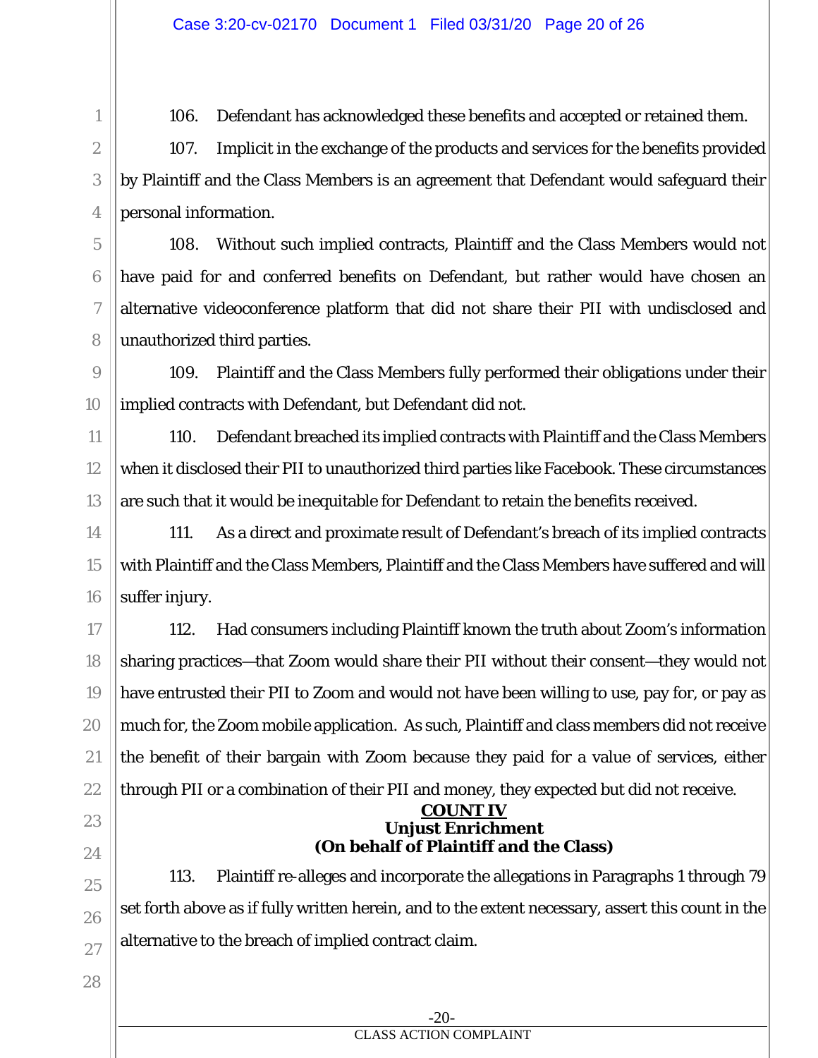106. Defendant has acknowledged these benefits and accepted or retained them.

107. Implicit in the exchange of the products and services for the benefits provided by Plaintiff and the Class Members is an agreement that Defendant would safeguard their personal information.

108. Without such implied contracts, Plaintiff and the Class Members would not have paid for and conferred benefits on Defendant, but rather would have chosen an alternative videoconference platform that did not share their PII with undisclosed and unauthorized third parties.

109. Plaintiff and the Class Members fully performed their obligations under their implied contracts with Defendant, but Defendant did not.

110. Defendant breached its implied contracts with Plaintiff and the Class Members when it disclosed their PII to unauthorized third parties like Facebook. These circumstances are such that it would be inequitable for Defendant to retain the benefits received.

111. As a direct and proximate result of Defendant's breach of its implied contracts with Plaintiff and the Class Members, Plaintiff and the Class Members have suffered and will suffer injury.

112. Had consumers including Plaintiff known the truth about Zoom's information sharing practices—that Zoom would share their PII without their consent—they would not have entrusted their PII to Zoom and would not have been willing to use, pay for, or pay as much for, the Zoom mobile application. As such, Plaintiff and class members did not receive the benefit of their bargain with Zoom because they paid for a value of services, either through PII or a combination of their PII and money, they expected but did not receive.

**COUNT IV**
**Unjust Enrichment**
**(On behalf of Plaintiff and the Class)**

113. Plaintiff re-alleges and incorporate the allegations in Paragraphs 1 through 79 set forth above as if fully written herein, and to the extent necessary, assert this count in the alternative to the breach of implied contract claim.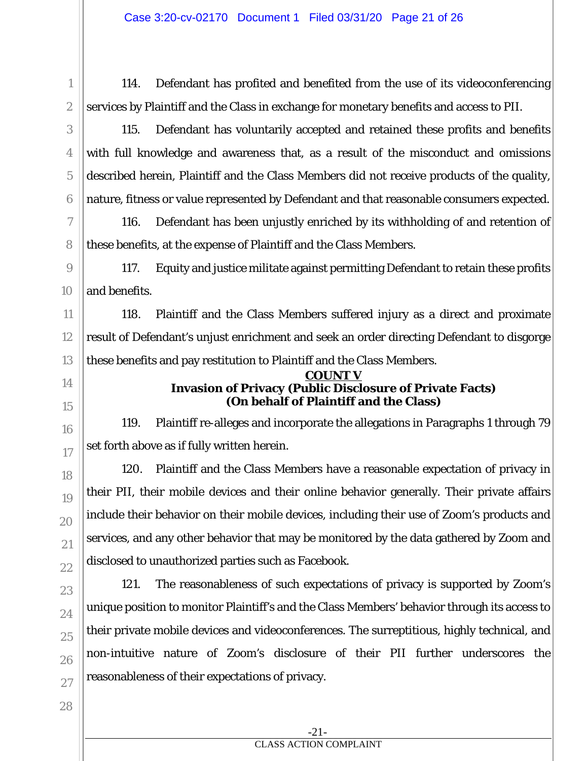114. Defendant has profited and benefited from the use of its videoconferencing services by Plaintiff and the Class in exchange for monetary benefits and access to PII.

115. Defendant has voluntarily accepted and retained these profits and benefits with full knowledge and awareness that, as a result of the misconduct and omissions described herein, Plaintiff and the Class Members did not receive products of the quality, nature, fitness or value represented by Defendant and that reasonable consumers expected.

116. Defendant has been unjustly enriched by its withholding of and retention of these benefits, at the expense of Plaintiff and the Class Members.

117. Equity and justice militate against permitting Defendant to retain these profits and benefits.

118. Plaintiff and the Class Members suffered injury as a direct and proximate result of Defendant's unjust enrichment and seek an order directing Defendant to disgorge these benefits and pay restitution to Plaintiff and the Class Members.

**COUNT V**
**Invasion of Privacy (Public Disclosure of Private Facts)**
**(On behalf of Plaintiff and the Class)**

119. Plaintiff re-alleges and incorporate the allegations in Paragraphs 1 through 79 set forth above as if fully written herein.

120. Plaintiff and the Class Members have a reasonable expectation of privacy in their PII, their mobile devices and their online behavior generally. Their private affairs include their behavior on their mobile devices, including their use of Zoom's products and services, and any other behavior that may be monitored by the data gathered by Zoom and disclosed to unauthorized parties such as Facebook.

121. The reasonableness of such expectations of privacy is supported by Zoom's unique position to monitor Plaintiff's and the Class Members' behavior through its access to their private mobile devices and videoconferences. The surreptitious, highly technical, and non-intuitive nature of Zoom's disclosure of their PII further underscores the reasonableness of their expectations of privacy.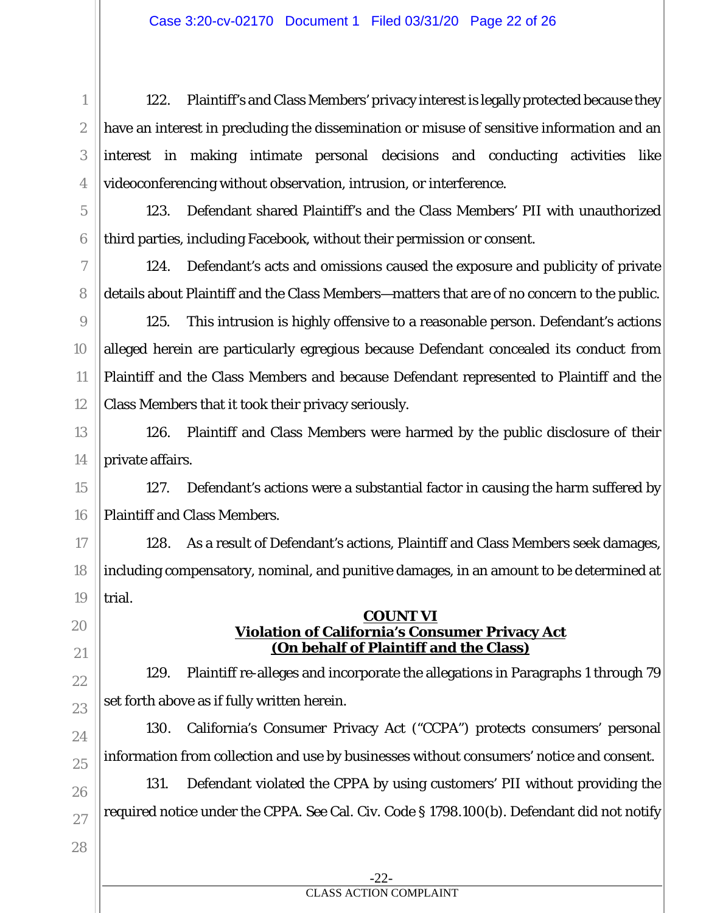122. Plaintiff's and Class Members' privacy interest is legally protected because they have an interest in precluding the dissemination or misuse of sensitive information and an interest in making intimate personal decisions and conducting activities like videoconferencing without observation, intrusion, or interference.

123. Defendant shared Plaintiff's and the Class Members' PII with unauthorized third parties, including Facebook, without their permission or consent.

124. Defendant's acts and omissions caused the exposure and publicity of private details about Plaintiff and the Class Members—matters that are of no concern to the public.

125. This intrusion is highly offensive to a reasonable person. Defendant's actions alleged herein are particularly egregious because Defendant concealed its conduct from Plaintiff and the Class Members and because Defendant represented to Plaintiff and the Class Members that it took their privacy seriously.

126. Plaintiff and Class Members were harmed by the public disclosure of their private affairs.

127. Defendant's actions were a substantial factor in causing the harm suffered by Plaintiff and Class Members.

128. As a result of Defendant's actions, Plaintiff and Class Members seek damages, including compensatory, nominal, and punitive damages, in an amount to be determined at trial.

**COUNT VI**
**Violation of California's Consumer Privacy Act**
**(On behalf of Plaintiff and the Class)**

129. Plaintiff re-alleges and incorporate the allegations in Paragraphs 1 through 79 set forth above as if fully written herein.

130. California's Consumer Privacy Act ("CCPA") protects consumers' personal information from collection and use by businesses without consumers' notice and consent.

131. Defendant violated the CPPA by using customers' PII without providing the required notice under the CPPA. *See* Cal. Civ. Code § 1798.100(b). Defendant did not notify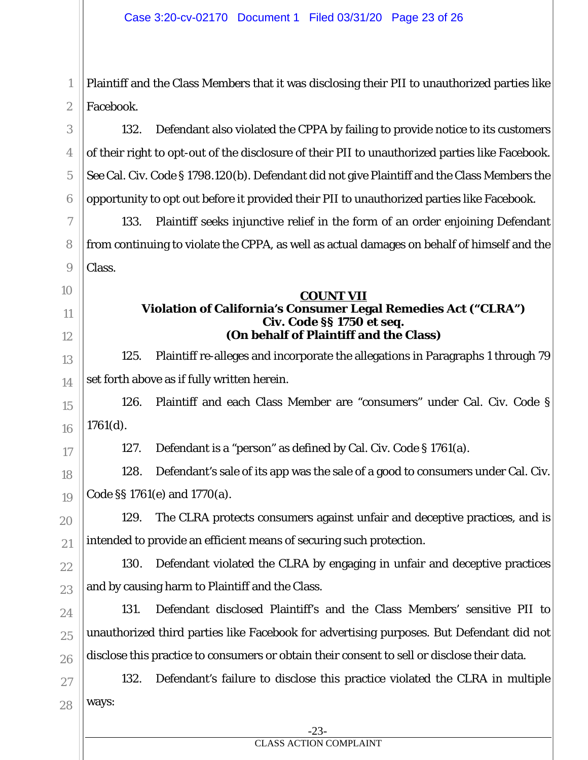Plaintiff and the Class Members that it was disclosing their PII to unauthorized parties like Facebook.

132. Defendant also violated the CPPA by failing to provide notice to its customers of their right to opt-out of the disclosure of their PII to unauthorized parties like Facebook. See Cal. Civ. Code § 1798.120(b). Defendant did not give Plaintiff and the Class Members the opportunity to opt out before it provided their PII to unauthorized parties like Facebook.

133. Plaintiff seeks injunctive relief in the form of an order enjoining Defendant from continuing to violate the CPPA, as well as actual damages on behalf of himself and the Class.

## COUNT VII
### Violation of California's Consumer Legal Remedies Act ("CLRA") Civ. Code §§ 1750 et seq.
### (On behalf of Plaintiff and the Class)

125. Plaintiff re-alleges and incorporate the allegations in Paragraphs 1 through 79 set forth above as if fully written herein.

126. Plaintiff and each Class Member are "consumers" under Cal. Civ. Code § 1761(d).

127. Defendant is a "person" as defined by Cal. Civ. Code § 1761(a).

128. Defendant's sale of its app was the sale of a good to consumers under Cal. Civ. Code §§ 1761(e) and 1770(a).

129. The CLRA protects consumers against unfair and deceptive practices, and is intended to provide an efficient means of securing such protection.

130. Defendant violated the CLRA by engaging in unfair and deceptive practices and by causing harm to Plaintiff and the Class.

131. Defendant disclosed Plaintiff's and the Class Members' sensitive PII to unauthorized third parties like Facebook for advertising purposes. But Defendant did not disclose this practice to consumers or obtain their consent to sell or disclose their data.

132. Defendant's failure to disclose this practice violated the CLRA in multiple ways: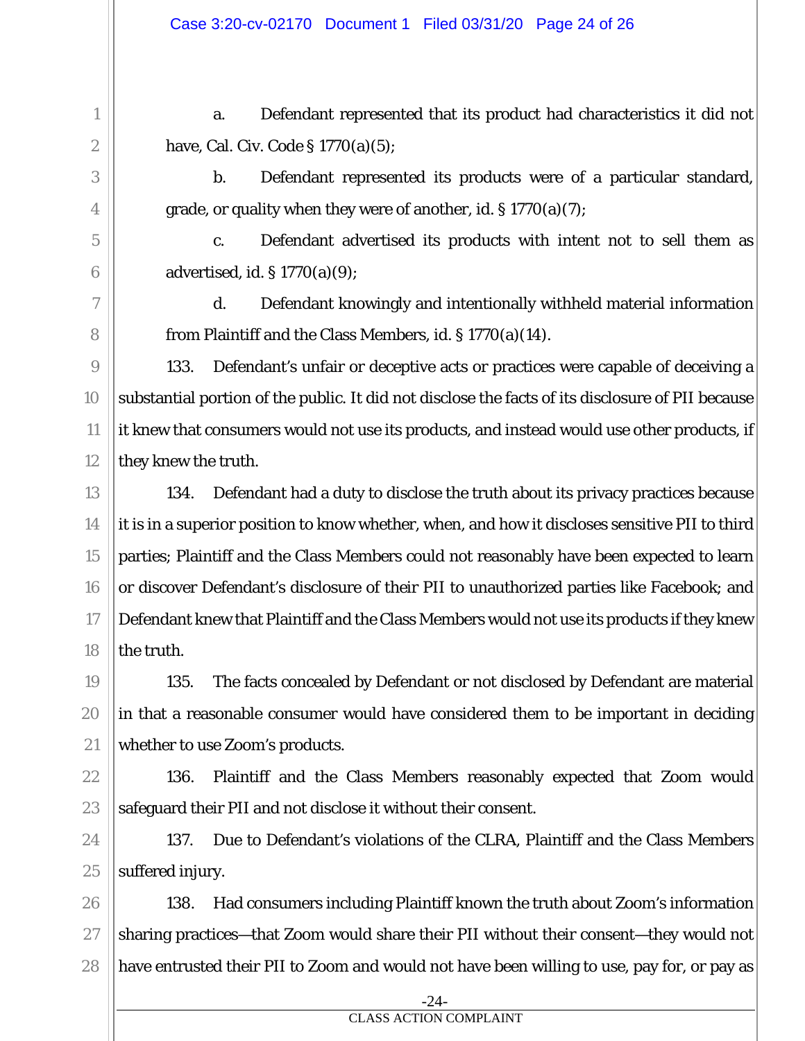a. Defendant represented that its product had characteristics it did not have, Cal. Civ. Code § 1770(a)(5);

b. Defendant represented its products were of a particular standard, grade, or quality when they were of another, id. § 1770(a)(7);

c. Defendant advertised its products with intent not to sell them as advertised, id. § 1770(a)(9);

d. Defendant knowingly and intentionally withheld material information from Plaintiff and the Class Members, id. § 1770(a)(14).

133. Defendant's unfair or deceptive acts or practices were capable of deceiving a substantial portion of the public. It did not disclose the facts of its disclosure of PII because it knew that consumers would not use its products, and instead would use other products, if they knew the truth.

134. Defendant had a duty to disclose the truth about its privacy practices because it is in a superior position to know whether, when, and how it discloses sensitive PII to third parties; Plaintiff and the Class Members could not reasonably have been expected to learn or discover Defendant's disclosure of their PII to unauthorized parties like Facebook; and Defendant knew that Plaintiff and the Class Members would not use its products if they knew the truth.

135. The facts concealed by Defendant or not disclosed by Defendant are material in that a reasonable consumer would have considered them to be important in deciding whether to use Zoom's products.

136. Plaintiff and the Class Members reasonably expected that Zoom would safeguard their PII and not disclose it without their consent.

137. Due to Defendant's violations of the CLRA, Plaintiff and the Class Members suffered injury.

138. Had consumers including Plaintiff known the truth about Zoom's information sharing practices—that Zoom would share their PII without their consent—they would not have entrusted their PII to Zoom and would not have been willing to use, pay for, or pay as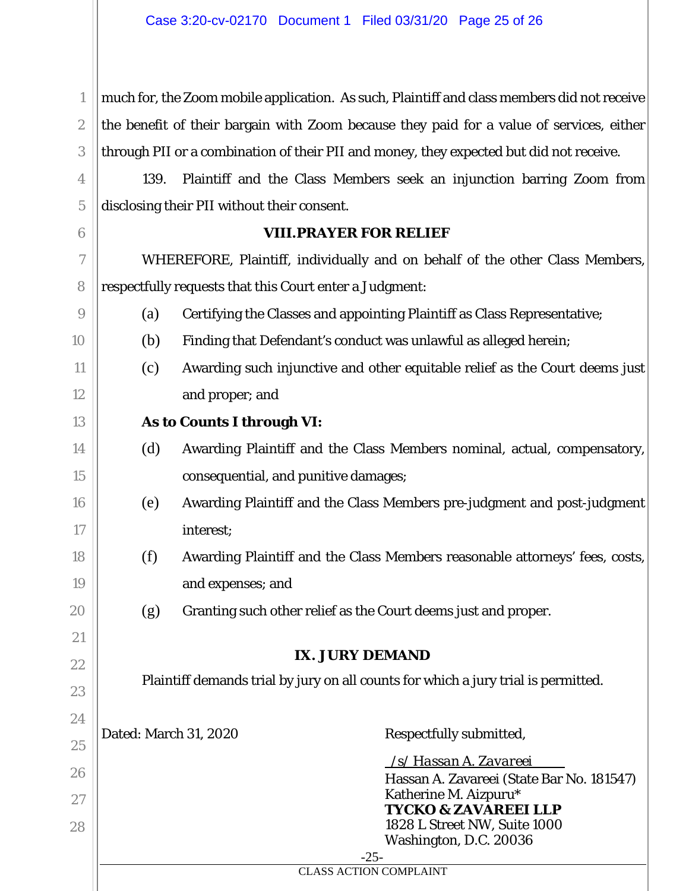much for, the Zoom mobile application. As such, Plaintiff and class members did not receive the benefit of their bargain with Zoom because they paid for a value of services, either through PII or a combination of their PII and money, they expected but did not receive.

139. Plaintiff and the Class Members seek an injunction barring Zoom from disclosing their PII without their consent.

## VIII. PRAYER FOR RELIEF

WHEREFORE, Plaintiff, individually and on behalf of the other Class Members, respectfully requests that this Court enter a Judgment:

(a) Certifying the Classes and appointing Plaintiff as Class Representative;

(b) Finding that Defendant's conduct was unlawful as alleged herein;

(c) Awarding such injunctive and other equitable relief as the Court deems just and proper; and

**As to Counts I through VI:**

(d) Awarding Plaintiff and the Class Members nominal, actual, compensatory, consequential, and punitive damages;

(e) Awarding Plaintiff and the Class Members pre-judgment and post-judgment interest;

(f) Awarding Plaintiff and the Class Members reasonable attorneys' fees, costs, and expenses; and

(g) Granting such other relief as the Court deems just and proper.

## IX. JURY DEMAND

Plaintiff demands trial by jury on all counts for which a jury trial is permitted.

Dated: March 31, 2020

Respectfully submitted,

*/s/ Hassan A. Zavareei*
Hassan A. Zavareei (State Bar No. 181547)
Katherine M. Aizpuru*
**TYCKO & ZAVAREEI LLP**
1828 L Street NW, Suite 1000
Washington, D.C. 20036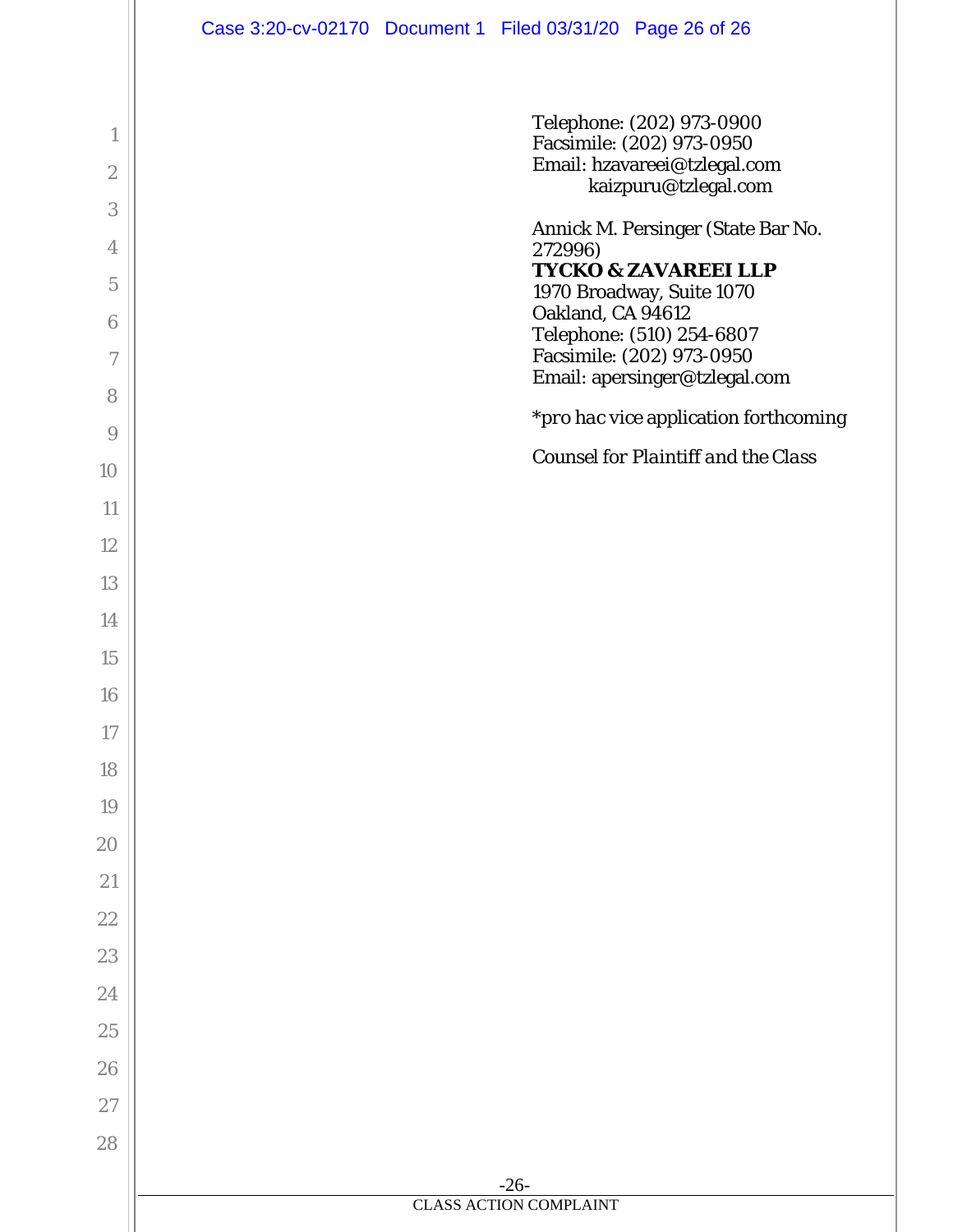Telephone: (202) 973-0900
Facsimile: (202) 973-0950
Email: hzavareei@tzlegal.com
kaizpuru@tzlegal.com

Annick M. Persinger (State Bar No. 272996)
**TYCKO & ZAVAREEI LLP**
1970 Broadway, Suite 1070
Oakland, CA 94612
Telephone: (510) 254-6807
Facsimile: (202) 973-0950
Email: apersinger@tzlegal.com

\**pro hac vice application forthcoming*

*Counsel for Plaintiff and the Class*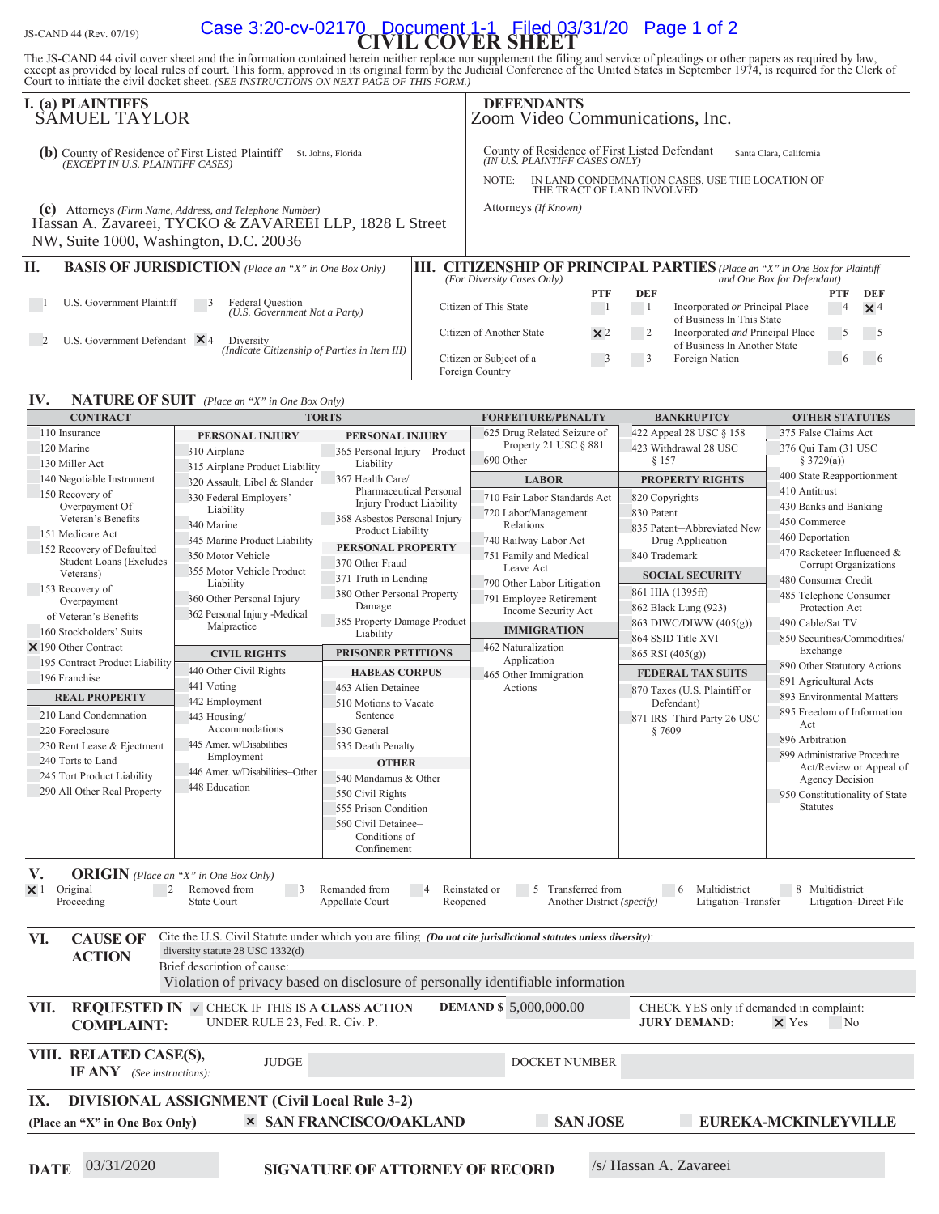JS-CAND 44 (Rev. 07/19)

# CIVIL COVER SHEET

The JS-CAND 44 civil cover sheet and the information contained herein neither replace nor supplement the filing and service of pleadings or other papers as required by law, except as provided by local rules of court. This form, approved in its original form by the Judicial Conference of the United States in September 1974, is required for the Clerk of Court to initiate the civil docket sheet. *(SEE INSTRUCTIONS ON NEXT PAGE OF THIS FORM.)*

## I. (a) PLAINTIFFS

SAMUEL TAYLOR

**(b)** County of Residence of First Listed Plaintiff: St. Johns, Florida
*(EXCEPT IN U.S. PLAINTIFF CASES)*

**(c)** Attorneys *(Firm Name, Address, and Telephone Number)*
Hassan A. Zavareei, TYCKO & ZAVAREEI LLP, 1828 L Street NW, Suite 1000, Washington, D.C. 20036

## DEFENDANTS

Zoom Video Communications, Inc.

County of Residence of First Listed Defendant: Santa Clara, California
*(IN U.S. PLAINTIFF CASES ONLY)*

NOTE: IN LAND CONDEMNATION CASES, USE THE LOCATION OF THE TRACT OF LAND INVOLVED.

Attorneys *(If Known)*

## II. BASIS OF JURISDICTION *(Place an "X" in One Box Only)*

- 1 U.S. Government Plaintiff
- 3 Federal Question *(U.S. Government Not a Party)*
- 2 U.S. Government Defendant
- ☒ 4 Diversity *(Indicate Citizenship of Parties in Item III)*

## III. CITIZENSHIP OF PRINCIPAL PARTIES *(Place an "X" in One Box for Plaintiff and One Box for Defendant)* *(For Diversity Cases Only)*

| | PTF | DEF | | PTF | DEF |
|---|---|---|---|---|---|
| Citizen of This State | 1 | 1 | Incorporated *or* Principal Place of Business In This State | 4 | ☒ 4 |
| Citizen of Another State | ☒ 2 | 2 | Incorporated *and* Principal Place of Business In Another State | 5 | 5 |
| Citizen or Subject of a Foreign Country | 3 | 3 | Foreign Nation | 6 | 6 |

## IV. NATURE OF SUIT *(Place an "X" in One Box Only)*

**CONTRACT**
- 110 Insurance
- 120 Marine
- 130 Miller Act
- 140 Negotiable Instrument
- 150 Recovery of Overpayment Of Veteran's Benefits
- 151 Medicare Act
- 152 Recovery of Defaulted Student Loans (Excludes Veterans)
- 153 Recovery of Overpayment of Veteran's Benefits
- 160 Stockholders' Suits
- ☒ 190 Other Contract
- 195 Contract Product Liability
- 196 Franchise

**REAL PROPERTY**
- 210 Land Condemnation
- 220 Foreclosure
- 230 Rent Lease & Ejectment
- 240 Torts to Land
- 245 Tort Product Liability
- 290 All Other Real Property

**TORTS — PERSONAL INJURY**
- 310 Airplane
- 315 Airplane Product Liability
- 320 Assault, Libel & Slander
- 330 Federal Employers' Liability
- 340 Marine
- 345 Marine Product Liability
- 350 Motor Vehicle
- 355 Motor Vehicle Product Liability
- 360 Other Personal Injury
- 362 Personal Injury -Medical Malpractice

**PERSONAL INJURY**
- 365 Personal Injury – Product Liability
- 367 Health Care/ Pharmaceutical Personal Injury Product Liability
- 368 Asbestos Personal Injury Product Liability

**PERSONAL PROPERTY**
- 370 Other Fraud
- 371 Truth in Lending
- 380 Other Personal Property Damage
- 385 Property Damage Product Liability

**CIVIL RIGHTS**
- 440 Other Civil Rights
- 441 Voting
- 442 Employment
- 443 Housing/ Accommodations
- 445 Amer. w/Disabilities–Employment
- 446 Amer. w/Disabilities–Other
- 448 Education

**PRISONER PETITIONS**

**HABEAS CORPUS**
- 463 Alien Detainee
- 510 Motions to Vacate Sentence
- 530 General
- 535 Death Penalty

**OTHER**
- 540 Mandamus & Other
- 550 Civil Rights
- 555 Prison Condition
- 560 Civil Detainee– Conditions of Confinement

**FORFEITURE/PENALTY**
- 625 Drug Related Seizure of Property 21 USC § 881
- 690 Other

**LABOR**
- 710 Fair Labor Standards Act
- 720 Labor/Management Relations
- 740 Railway Labor Act
- 751 Family and Medical Leave Act
- 790 Other Labor Litigation
- 791 Employee Retirement Income Security Act

**IMMIGRATION**
- 462 Naturalization Application
- 465 Other Immigration Actions

**BANKRUPTCY**
- 422 Appeal 28 USC § 158
- 423 Withdrawal 28 USC § 157

**PROPERTY RIGHTS**
- 820 Copyrights
- 830 Patent
- 835 Patent—Abbreviated New Drug Application
- 840 Trademark

**SOCIAL SECURITY**
- 861 HIA (1395ff)
- 862 Black Lung (923)
- 863 DIWC/DIWW (405(g))
- 864 SSID Title XVI
- 865 RSI (405(g))

**FEDERAL TAX SUITS**
- 870 Taxes (U.S. Plaintiff or Defendant)
- 871 IRS–Third Party 26 USC § 7609

**OTHER STATUTES**
- 375 False Claims Act
- 376 Qui Tam (31 USC § 3729(a))
- 400 State Reapportionment
- 410 Antitrust
- 430 Banks and Banking
- 450 Commerce
- 460 Deportation
- 470 Racketeer Influenced & Corrupt Organizations
- 480 Consumer Credit
- 485 Telephone Consumer Protection Act
- 490 Cable/Sat TV
- 850 Securities/Commodities/ Exchange
- 890 Other Statutory Actions
- 891 Agricultural Acts
- 893 Environmental Matters
- 895 Freedom of Information Act
- 896 Arbitration
- 899 Administrative Procedure Act/Review or Appeal of Agency Decision
- 950 Constitutionality of State Statutes

## V. ORIGIN *(Place an "X" in One Box Only)*

- ☒ 1 Original Proceeding
- 2 Removed from State Court
- 3 Remanded from Appellate Court
- 4 Reinstated or Reopened
- 5 Transferred from Another District *(specify)*
- 6 Multidistrict Litigation–Transfer
- 8 Multidistrict Litigation–Direct File

## VI. CAUSE OF ACTION

Cite the U.S. Civil Statute under which you are filing *(Do not cite jurisdictional statutes unless diversity)*: diversity statute 28 USC 1332(d)

Brief description of cause: Violation of privacy based on disclosure of personally identifiable information

## VII. REQUESTED IN COMPLAINT:

✓ CHECK IF THIS IS A CLASS ACTION UNDER RULE 23, Fed. R. Civ. P.

DEMAND $ 5,000,000.00

CHECK YES only if demanded in complaint: **JURY DEMAND:** ☒ Yes ☐ No

## VIII. RELATED CASE(S), IF ANY *(See instructions)*:

JUDGE &nbsp;&nbsp;&nbsp; DOCKET NUMBER

## IX. DIVISIONAL ASSIGNMENT (Civil Local Rule 3-2)

**(Place an "X" in One Box Only)** ☒ **SAN FRANCISCO/OAKLAND** ☐ **SAN JOSE** ☐ **EUREKA-MCKINLEYVILLE**

**DATE** 03/31/2020 &nbsp;&nbsp;&nbsp; **SIGNATURE OF ATTORNEY OF RECORD** /s/ Hassan A. Zavareei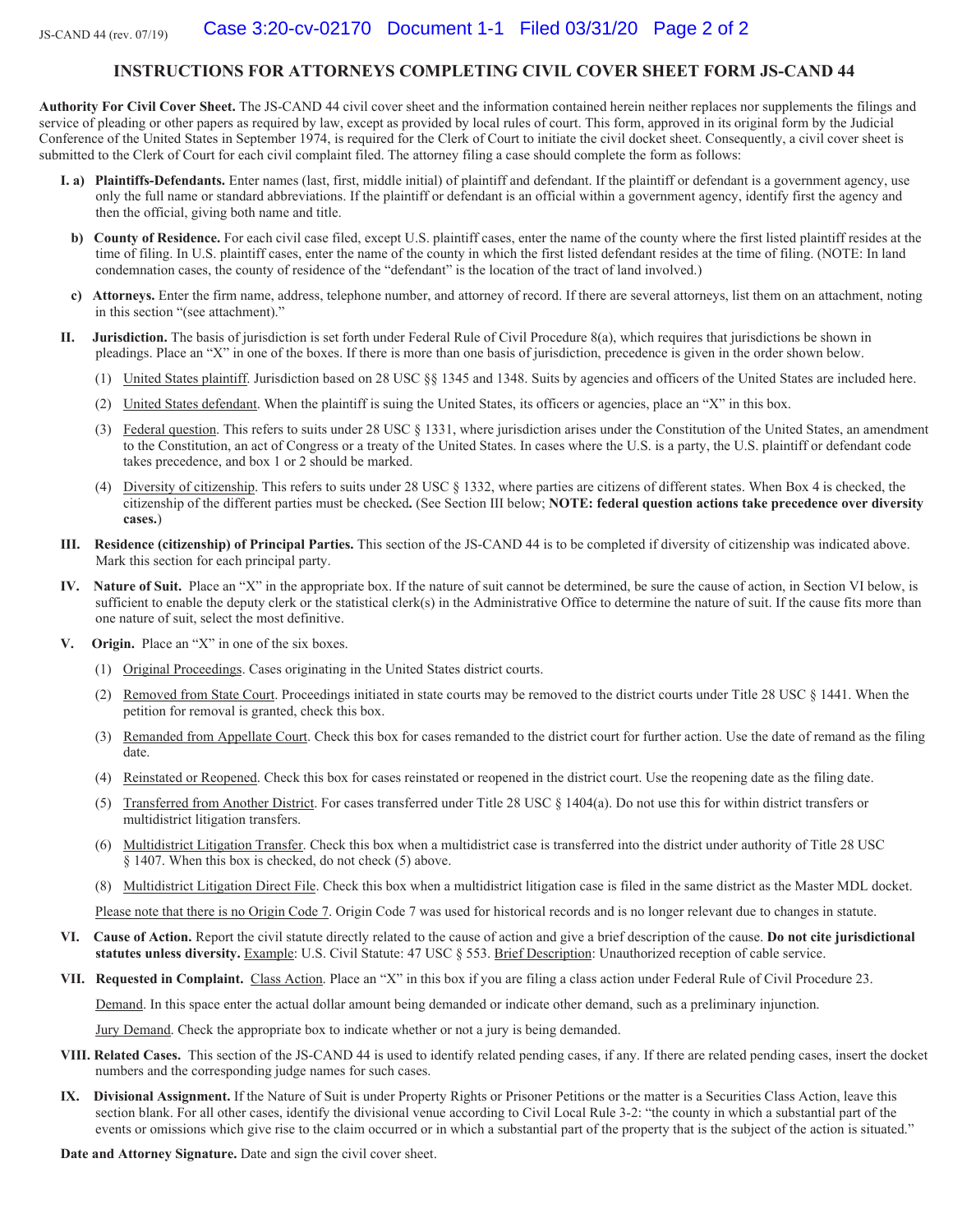# INSTRUCTIONS FOR ATTORNEYS COMPLETING CIVIL COVER SHEET FORM JS-CAND 44

**Authority For Civil Cover Sheet.** The JS-CAND 44 civil cover sheet and the information contained herein neither replaces nor supplements the filings and service of pleading or other papers as required by law, except as provided by local rules of court. This form, approved in its original form by the Judicial Conference of the United States in September 1974, is required for the Clerk of Court to initiate the civil docket sheet. Consequently, a civil cover sheet is submitted to the Clerk of Court for each civil complaint filed. The attorney filing a case should complete the form as follows:

- **I. a) Plaintiffs-Defendants.** Enter names (last, first, middle initial) of plaintiff and defendant. If the plaintiff or defendant is a government agency, use only the full name or standard abbreviations. If the plaintiff or defendant is an official within a government agency, identify first the agency and then the official, giving both name and title.
  - **b) County of Residence.** For each civil case filed, except U.S. plaintiff cases, enter the name of the county where the first listed plaintiff resides at the time of filing. In U.S. plaintiff cases, enter the name of the county in which the first listed defendant resides at the time of filing. (NOTE: In land condemnation cases, the county of residence of the "defendant" is the location of the tract of land involved.)
  - **c) Attorneys.** Enter the firm name, address, telephone number, and attorney of record. If there are several attorneys, list them on an attachment, noting in this section "(see attachment)."

- **II. Jurisdiction.** The basis of jurisdiction is set forth under Federal Rule of Civil Procedure 8(a), which requires that jurisdictions be shown in pleadings. Place an "X" in one of the boxes. If there is more than one basis of jurisdiction, precedence is given in the order shown below.
  - (1) United States plaintiff. Jurisdiction based on 28 USC §§ 1345 and 1348. Suits by agencies and officers of the United States are included here.
  - (2) United States defendant. When the plaintiff is suing the United States, its officers or agencies, place an "X" in this box.
  - (3) Federal question. This refers to suits under 28 USC § 1331, where jurisdiction arises under the Constitution of the United States, an amendment to the Constitution, an act of Congress or a treaty of the United States. In cases where the U.S. is a party, the U.S. plaintiff or defendant code takes precedence, and box 1 or 2 should be marked.
  - (4) Diversity of citizenship. This refers to suits under 28 USC § 1332, where parties are citizens of different states. When Box 4 is checked, the citizenship of the different parties must be checked**.** (See Section III below; **NOTE: federal question actions take precedence over diversity cases.**)

- **III. Residence (citizenship) of Principal Parties.** This section of the JS-CAND 44 is to be completed if diversity of citizenship was indicated above. Mark this section for each principal party.

- **IV. Nature of Suit.** Place an "X" in the appropriate box. If the nature of suit cannot be determined, be sure the cause of action, in Section VI below, is sufficient to enable the deputy clerk or the statistical clerk(s) in the Administrative Office to determine the nature of suit. If the cause fits more than one nature of suit, select the most definitive.

- **V. Origin.** Place an "X" in one of the six boxes.
  - (1) Original Proceedings. Cases originating in the United States district courts.
  - (2) Removed from State Court. Proceedings initiated in state courts may be removed to the district courts under Title 28 USC § 1441. When the petition for removal is granted, check this box.
  - (3) Remanded from Appellate Court. Check this box for cases remanded to the district court for further action. Use the date of remand as the filing date.
  - (4) Reinstated or Reopened. Check this box for cases reinstated or reopened in the district court. Use the reopening date as the filing date.
  - (5) Transferred from Another District. For cases transferred under Title 28 USC § 1404(a). Do not use this for within district transfers or multidistrict litigation transfers.
  - (6) Multidistrict Litigation Transfer. Check this box when a multidistrict case is transferred into the district under authority of Title 28 USC § 1407. When this box is checked, do not check (5) above.
  - (8) Multidistrict Litigation Direct File. Check this box when a multidistrict litigation case is filed in the same district as the Master MDL docket.

  Please note that there is no Origin Code 7. Origin Code 7 was used for historical records and is no longer relevant due to changes in statute.

- **VI. Cause of Action.** Report the civil statute directly related to the cause of action and give a brief description of the cause. **Do not cite jurisdictional statutes unless diversity.** Example: U.S. Civil Statute: 47 USC § 553. Brief Description: Unauthorized reception of cable service.

- **VII. Requested in Complaint.** Class Action. Place an "X" in this box if you are filing a class action under Federal Rule of Civil Procedure 23.

  Demand. In this space enter the actual dollar amount being demanded or indicate other demand, such as a preliminary injunction.

  Jury Demand. Check the appropriate box to indicate whether or not a jury is being demanded.

- **VIII. Related Cases.** This section of the JS-CAND 44 is used to identify related pending cases, if any. If there are related pending cases, insert the docket numbers and the corresponding judge names for such cases.

- **IX. Divisional Assignment.** If the Nature of Suit is under Property Rights or Prisoner Petitions or the matter is a Securities Class Action, leave this section blank. For all other cases, identify the divisional venue according to Civil Local Rule 3-2: "the county in which a substantial part of the events or omissions which give rise to the claim occurred or in which a substantial part of the property that is the subject of the action is situated."

**Date and Attorney Signature.** Date and sign the civil cover sheet.